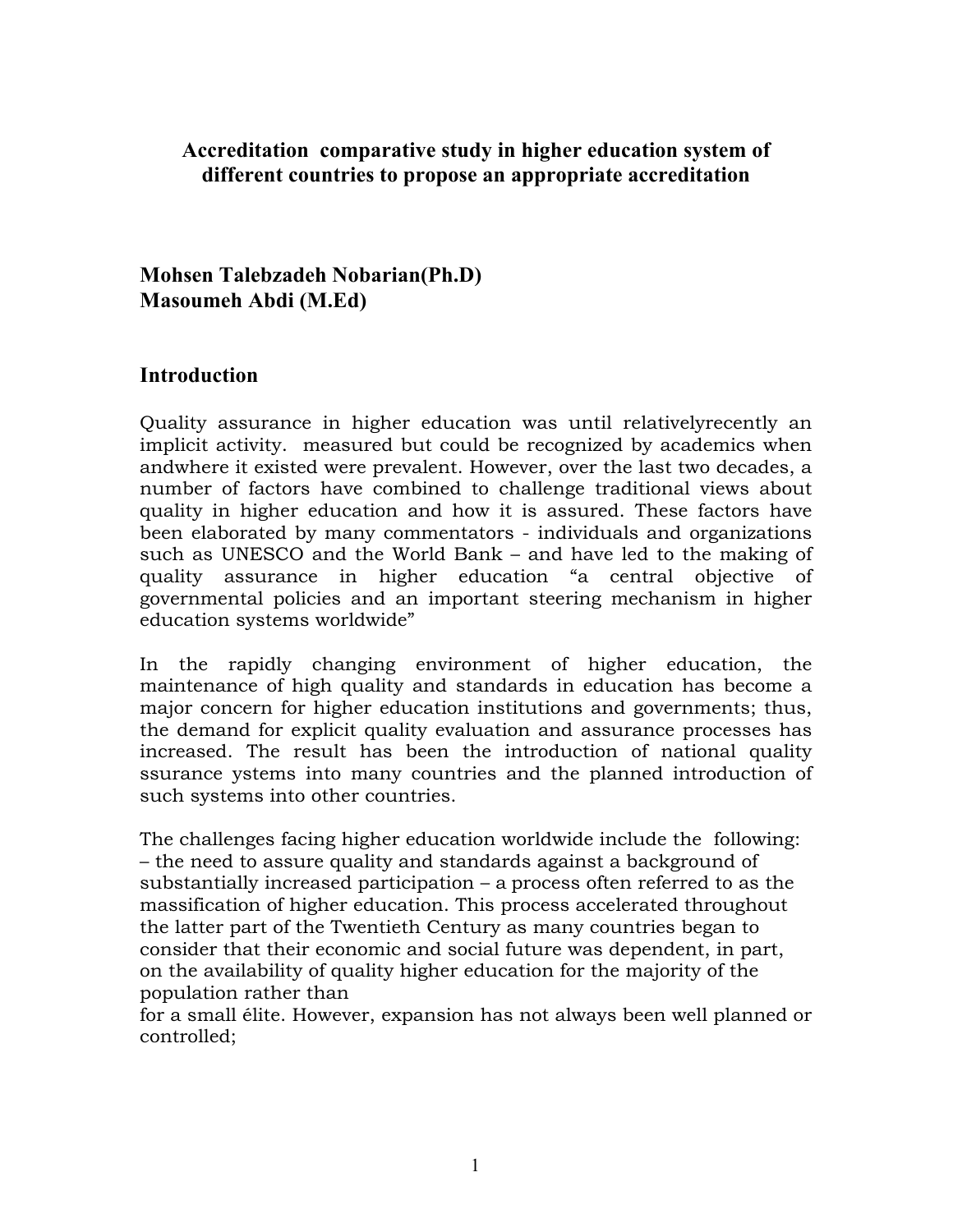# Accreditation comparative study in higher education system of different countries to propose an appropriate accreditation

**Mohsen Talebzadeh Nobarian(Ph.D)**
**Masoumeh Abdi (M.Ed)**

## Introduction

Quality assurance in higher education was until relativelyrecently an implicit activity. measured but could be recognized by academics when andwhere it existed were prevalent. However, over the last two decades, a number of factors have combined to challenge traditional views about quality in higher education and how it is assured. These factors have been elaborated by many commentators - individuals and organizations such as UNESCO and the World Bank – and have led to the making of quality assurance in higher education "a central objective of governmental policies and an important steering mechanism in higher education systems worldwide"

In the rapidly changing environment of higher education, the maintenance of high quality and standards in education has become a major concern for higher education institutions and governments; thus, the demand for explicit quality evaluation and assurance processes has increased. The result has been the introduction of national quality ssurance ystems into many countries and the planned introduction of such systems into other countries.

The challenges facing higher education worldwide include the following:
– the need to assure quality and standards against a background of substantially increased participation – a process often referred to as the massification of higher education. This process accelerated throughout the latter part of the Twentieth Century as many countries began to consider that their economic and social future was dependent, in part, on the availability of quality higher education for the majority of the population rather than
for a small élite. However, expansion has not always been well planned or controlled;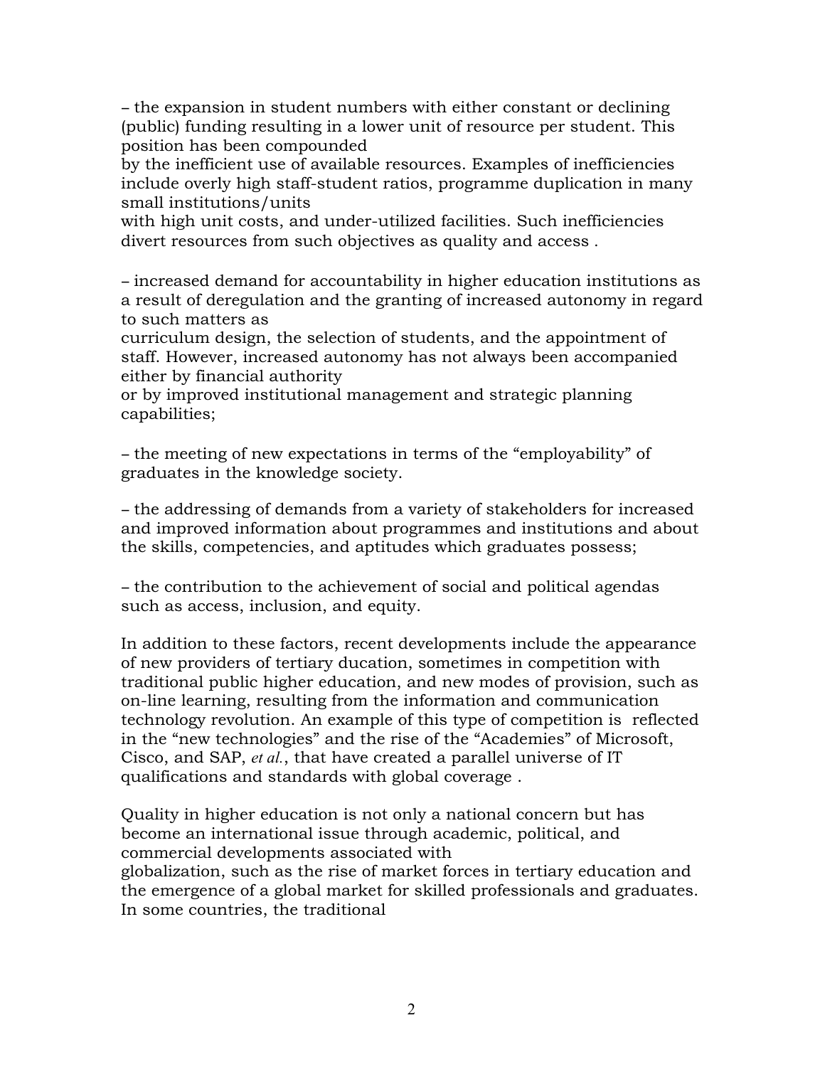– the expansion in student numbers with either constant or declining (public) funding resulting in a lower unit of resource per student. This position has been compounded by the inefficient use of available resources. Examples of inefficiencies include overly high staff-student ratios, programme duplication in many small institutions/units with high unit costs, and under-utilized facilities. Such inefficiencies divert resources from such objectives as quality and access .

– increased demand for accountability in higher education institutions as a result of deregulation and the granting of increased autonomy in regard to such matters as curriculum design, the selection of students, and the appointment of staff. However, increased autonomy has not always been accompanied either by financial authority or by improved institutional management and strategic planning capabilities;

– the meeting of new expectations in terms of the "employability" of graduates in the knowledge society.

– the addressing of demands from a variety of stakeholders for increased and improved information about programmes and institutions and about the skills, competencies, and aptitudes which graduates possess;

– the contribution to the achievement of social and political agendas such as access, inclusion, and equity.

In addition to these factors, recent developments include the appearance of new providers of tertiary ducation, sometimes in competition with traditional public higher education, and new modes of provision, such as on-line learning, resulting from the information and communication technology revolution. An example of this type of competition is reflected in the "new technologies" and the rise of the "Academies" of Microsoft, Cisco, and SAP, *et al.*, that have created a parallel universe of IT qualifications and standards with global coverage .

Quality in higher education is not only a national concern but has become an international issue through academic, political, and commercial developments associated with globalization, such as the rise of market forces in tertiary education and the emergence of a global market for skilled professionals and graduates. In some countries, the traditional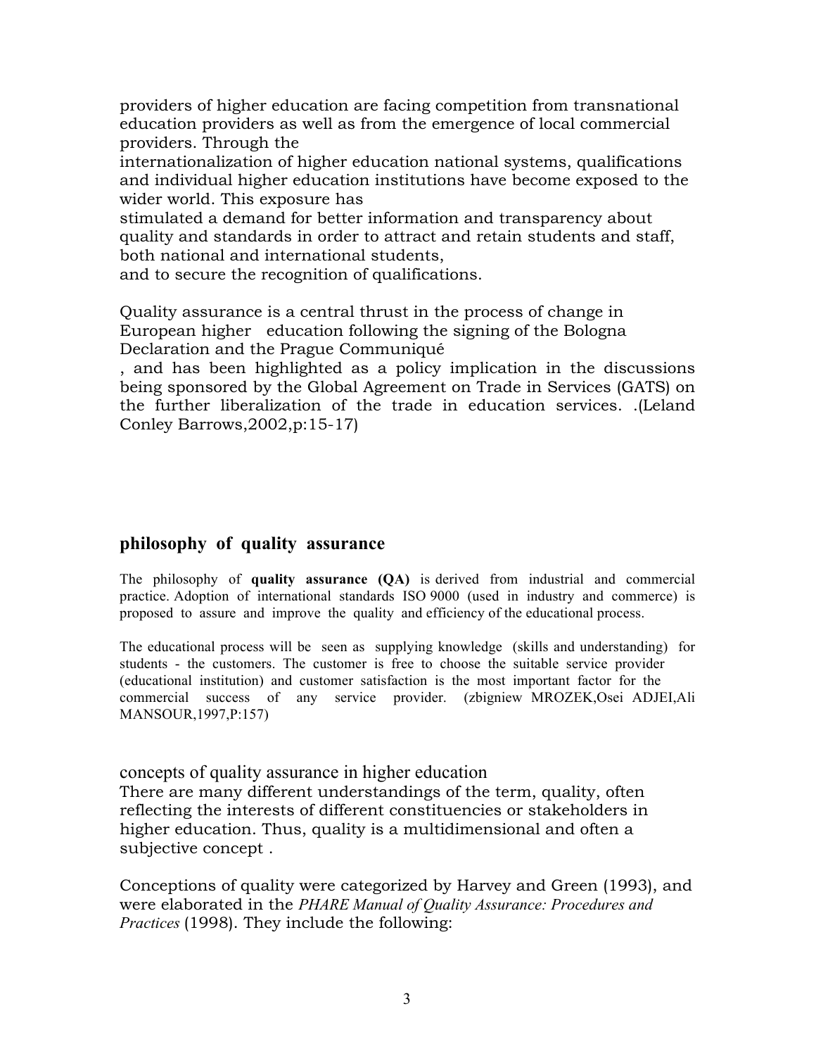providers of higher education are facing competition from transnational education providers as well as from the emergence of local commercial providers. Through the internationalization of higher education national systems, qualifications and individual higher education institutions have become exposed to the wider world. This exposure has stimulated a demand for better information and transparency about quality and standards in order to attract and retain students and staff, both national and international students, and to secure the recognition of qualifications.

Quality assurance is a central thrust in the process of change in European higher education following the signing of the Bologna Declaration and the Prague Communiqué, and has been highlighted as a policy implication in the discussions being sponsored by the Global Agreement on Trade in Services (GATS) on the further liberalization of the trade in education services. .(Leland Conley Barrows,2002,p:15-17)

## philosophy of quality assurance

The philosophy of **quality assurance (QA)** is derived from industrial and commercial practice. Adoption of international standards ISO 9000 (used in industry and commerce) is proposed to assure and improve the quality and efficiency of the educational process.

The educational process will be seen as supplying knowledge (skills and understanding) for students - the customers. The customer is free to choose the suitable service provider (educational institution) and customer satisfaction is the most important factor for the commercial success of any service provider. (zbigniew MROZEK,Osei ADJEI,Ali MANSOUR,1997,P:157)

### concepts of quality assurance in higher education

There are many different understandings of the term, quality, often reflecting the interests of different constituencies or stakeholders in higher education. Thus, quality is a multidimensional and often a subjective concept .

Conceptions of quality were categorized by Harvey and Green (1993), and were elaborated in the *PHARE Manual of Quality Assurance: Procedures and Practices* (1998). They include the following: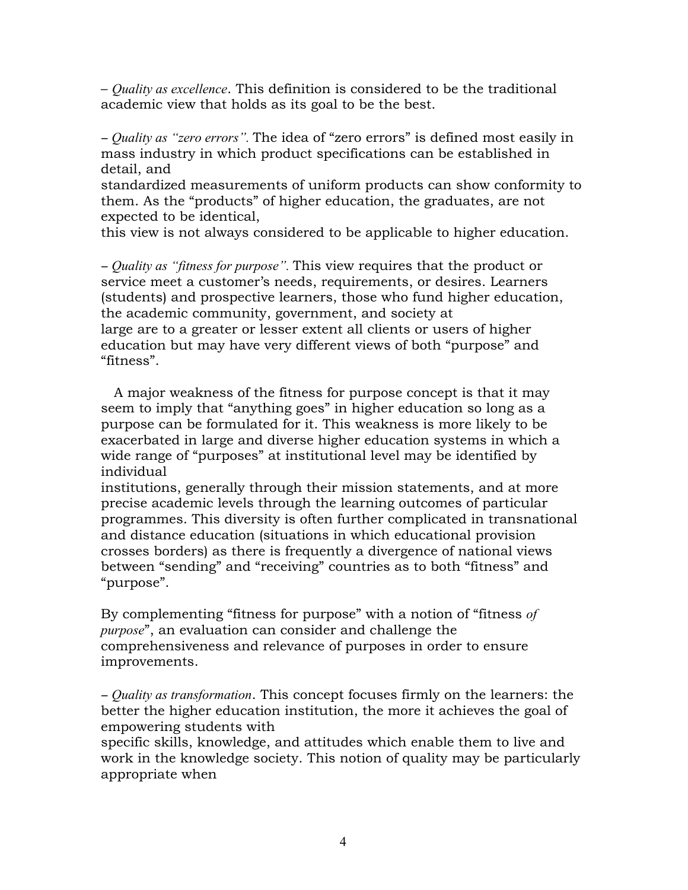– *Quality as excellence*. This definition is considered to be the traditional academic view that holds as its goal to be the best.

– *Quality as "zero errors".* The idea of "zero errors" is defined most easily in mass industry in which product specifications can be established in detail, and standardized measurements of uniform products can show conformity to them. As the "products" of higher education, the graduates, are not expected to be identical, this view is not always considered to be applicable to higher education.

– *Quality as "fitness for purpose".* This view requires that the product or service meet a customer's needs, requirements, or desires. Learners (students) and prospective learners, those who fund higher education, the academic community, government, and society at large are to a greater or lesser extent all clients or users of higher education but may have very different views of both "purpose" and "fitness".

A major weakness of the fitness for purpose concept is that it may seem to imply that "anything goes" in higher education so long as a purpose can be formulated for it. This weakness is more likely to be exacerbated in large and diverse higher education systems in which a wide range of "purposes" at institutional level may be identified by individual institutions, generally through their mission statements, and at more precise academic levels through the learning outcomes of particular programmes. This diversity is often further complicated in transnational and distance education (situations in which educational provision crosses borders) as there is frequently a divergence of national views between "sending" and "receiving" countries as to both "fitness" and "purpose".

By complementing "fitness for purpose" with a notion of "fitness *of purpose*", an evaluation can consider and challenge the comprehensiveness and relevance of purposes in order to ensure improvements.

– *Quality as transformation*. This concept focuses firmly on the learners: the better the higher education institution, the more it achieves the goal of empowering students with specific skills, knowledge, and attitudes which enable them to live and work in the knowledge society. This notion of quality may be particularly appropriate when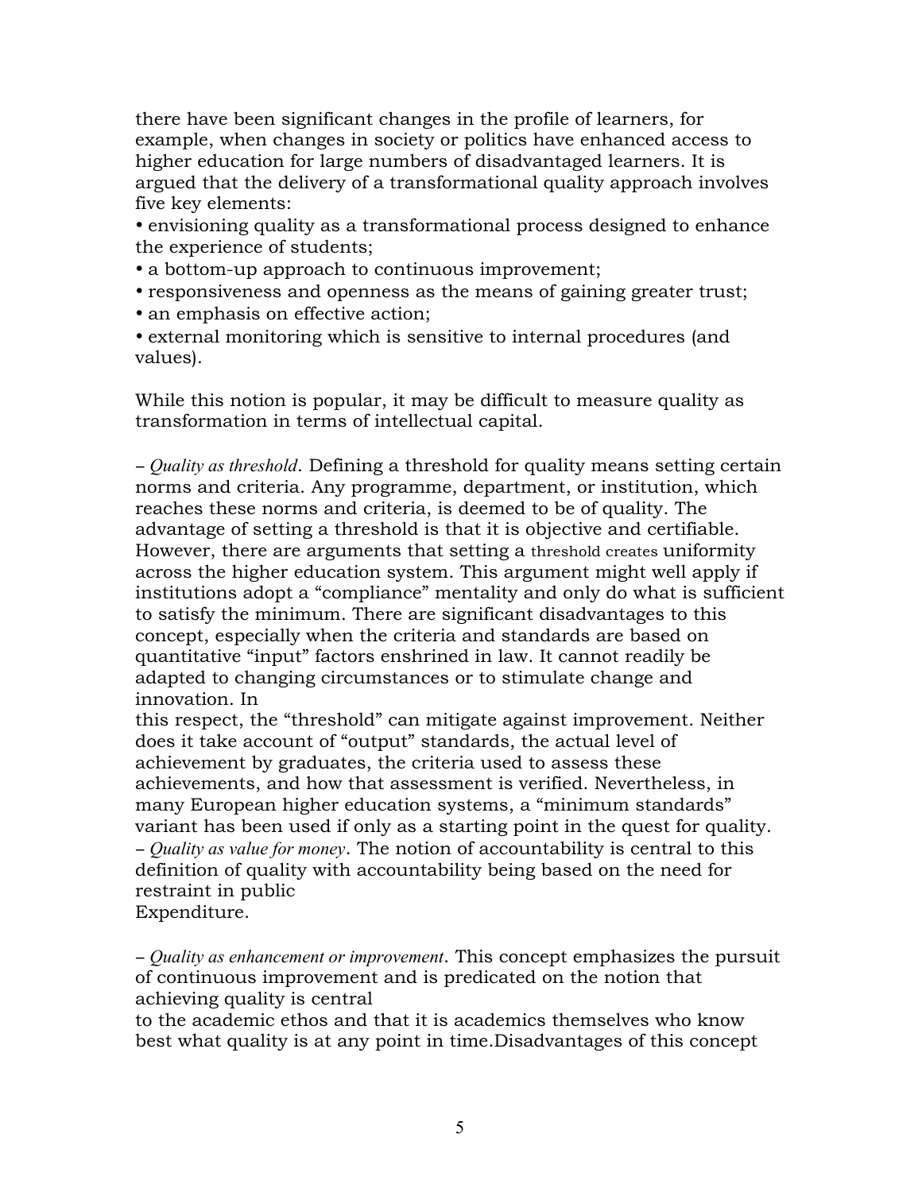there have been significant changes in the profile of learners, for example, when changes in society or politics have enhanced access to higher education for large numbers of disadvantaged learners. It is argued that the delivery of a transformational quality approach involves five key elements:

- envisioning quality as a transformational process designed to enhance the experience of students;
- a bottom-up approach to continuous improvement;
- responsiveness and openness as the means of gaining greater trust;
- an emphasis on effective action;
- external monitoring which is sensitive to internal procedures (and values).

While this notion is popular, it may be difficult to measure quality as transformation in terms of intellectual capital.

– *Quality as threshold*. Defining a threshold for quality means setting certain norms and criteria. Any programme, department, or institution, which reaches these norms and criteria, is deemed to be of quality. The advantage of setting a threshold is that it is objective and certifiable. However, there are arguments that setting a threshold creates uniformity across the higher education system. This argument might well apply if institutions adopt a "compliance" mentality and only do what is sufficient to satisfy the minimum. There are significant disadvantages to this concept, especially when the criteria and standards are based on quantitative "input" factors enshrined in law. It cannot readily be adapted to changing circumstances or to stimulate change and innovation. In this respect, the "threshold" can mitigate against improvement. Neither does it take account of "output" standards, the actual level of achievement by graduates, the criteria used to assess these achievements, and how that assessment is verified. Nevertheless, in many European higher education systems, a "minimum standards" variant has been used if only as a starting point in the quest for quality.

– *Quality as value for money*. The notion of accountability is central to this definition of quality with accountability being based on the need for restraint in public Expenditure.

– *Quality as enhancement or improvement*. This concept emphasizes the pursuit of continuous improvement and is predicated on the notion that achieving quality is central to the academic ethos and that it is academics themselves who know best what quality is at any point in time.Disadvantages of this concept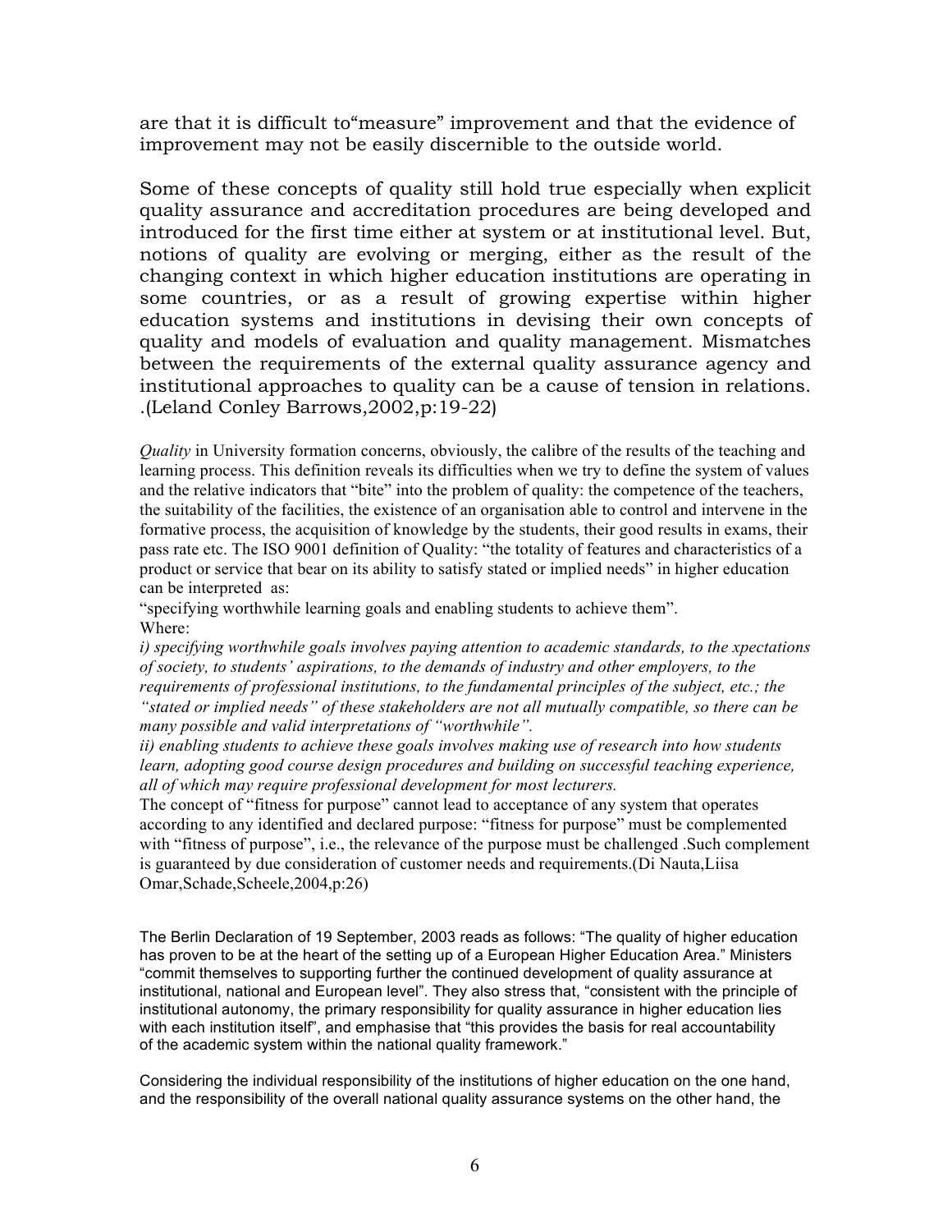are that it is difficult to"measure" improvement and that the evidence of improvement may not be easily discernible to the outside world.

Some of these concepts of quality still hold true especially when explicit quality assurance and accreditation procedures are being developed and introduced for the first time either at system or at institutional level. But, notions of quality are evolving or merging, either as the result of the changing context in which higher education institutions are operating in some countries, or as a result of growing expertise within higher education systems and institutions in devising their own concepts of quality and models of evaluation and quality management. Mismatches between the requirements of the external quality assurance agency and institutional approaches to quality can be a cause of tension in relations. .(Leland Conley Barrows,2002,p:19-22)

*Quality* in University formation concerns, obviously, the calibre of the results of the teaching and learning process. This definition reveals its difficulties when we try to define the system of values and the relative indicators that "bite" into the problem of quality: the competence of the teachers, the suitability of the facilities, the existence of an organisation able to control and intervene in the formative process, the acquisition of knowledge by the students, their good results in exams, their pass rate etc. The ISO 9001 definition of Quality: "the totality of features and characteristics of a product or service that bear on its ability to satisfy stated or implied needs" in higher education can be interpreted as:

"specifying worthwhile learning goals and enabling students to achieve them".
Where:

*i) specifying worthwhile goals involves paying attention to academic standards, to the xpectations of society, to students' aspirations, to the demands of industry and other employers, to the requirements of professional institutions, to the fundamental principles of the subject, etc.; the "stated or implied needs" of these stakeholders are not all mutually compatible, so there can be many possible and valid interpretations of "worthwhile".*

*ii) enabling students to achieve these goals involves making use of research into how students learn, adopting good course design procedures and building on successful teaching experience, all of which may require professional development for most lecturers.*

The concept of "fitness for purpose" cannot lead to acceptance of any system that operates according to any identified and declared purpose: "fitness for purpose" must be complemented with "fitness of purpose", i.e., the relevance of the purpose must be challenged .Such complement is guaranteed by due consideration of customer needs and requirements.(Di Nauta,Liisa Omar,Schade,Scheele,2004,p:26)

The Berlin Declaration of 19 September, 2003 reads as follows: "The quality of higher education has proven to be at the heart of the setting up of a European Higher Education Area." Ministers "commit themselves to supporting further the continued development of quality assurance at institutional, national and European level". They also stress that, "consistent with the principle of institutional autonomy, the primary responsibility for quality assurance in higher education lies with each institution itself", and emphasise that "this provides the basis for real accountability of the academic system within the national quality framework."

Considering the individual responsibility of the institutions of higher education on the one hand, and the responsibility of the overall national quality assurance systems on the other hand, the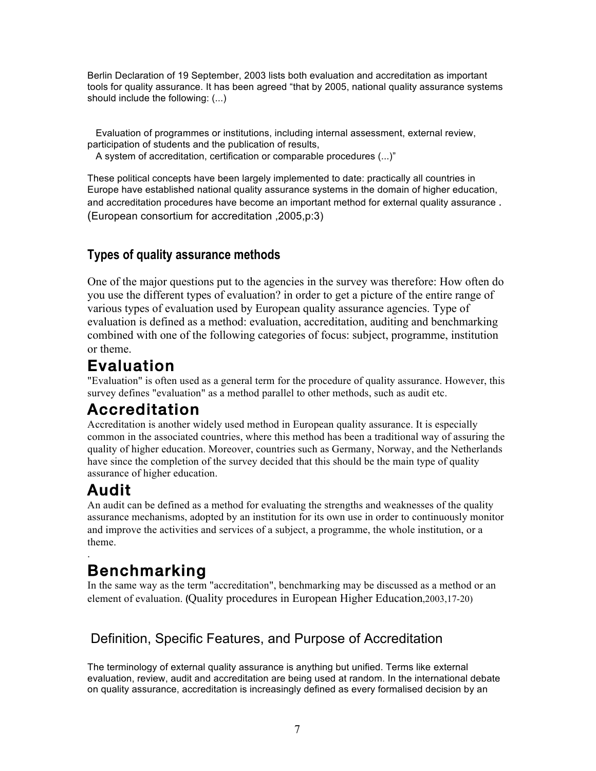Berlin Declaration of 19 September, 2003 lists both evaluation and accreditation as important tools for quality assurance. It has been agreed "that by 2005, national quality assurance systems should include the following: (...)

Evaluation of programmes or institutions, including internal assessment, external review, participation of students and the publication of results,
A system of accreditation, certification or comparable procedures (...)"

These political concepts have been largely implemented to date: practically all countries in Europe have established national quality assurance systems in the domain of higher education, and accreditation procedures have become an important method for external quality assurance . (European consortium for accreditation ,2005,p:3)

### Types of quality assurance methods

One of the major questions put to the agencies in the survey was therefore: How often do you use the different types of evaluation? in order to get a picture of the entire range of various types of evaluation used by European quality assurance agencies. Type of evaluation is defined as a method: evaluation, accreditation, auditing and benchmarking combined with one of the following categories of focus: subject, programme, institution or theme.

## Evaluation

"Evaluation" is often used as a general term for the procedure of quality assurance. However, this survey defines "evaluation" as a method parallel to other methods, such as audit etc.

## Accreditation

Accreditation is another widely used method in European quality assurance. It is especially common in the associated countries, where this method has been a traditional way of assuring the quality of higher education. Moreover, countries such as Germany, Norway, and the Netherlands have since the completion of the survey decided that this should be the main type of quality assurance of higher education.

## Audit

An audit can be defined as a method for evaluating the strengths and weaknesses of the quality assurance mechanisms, adopted by an institution for its own use in order to continuously monitor and improve the activities and services of a subject, a programme, the whole institution, or a theme.

.

## Benchmarking

In the same way as the term "accreditation", benchmarking may be discussed as a method or an element of evaluation. (Quality procedures in European Higher Education,2003,17-20)

### Definition, Specific Features, and Purpose of Accreditation

The terminology of external quality assurance is anything but unified. Terms like external evaluation, review, audit and accreditation are being used at random. In the international debate on quality assurance, accreditation is increasingly defined as every formalised decision by an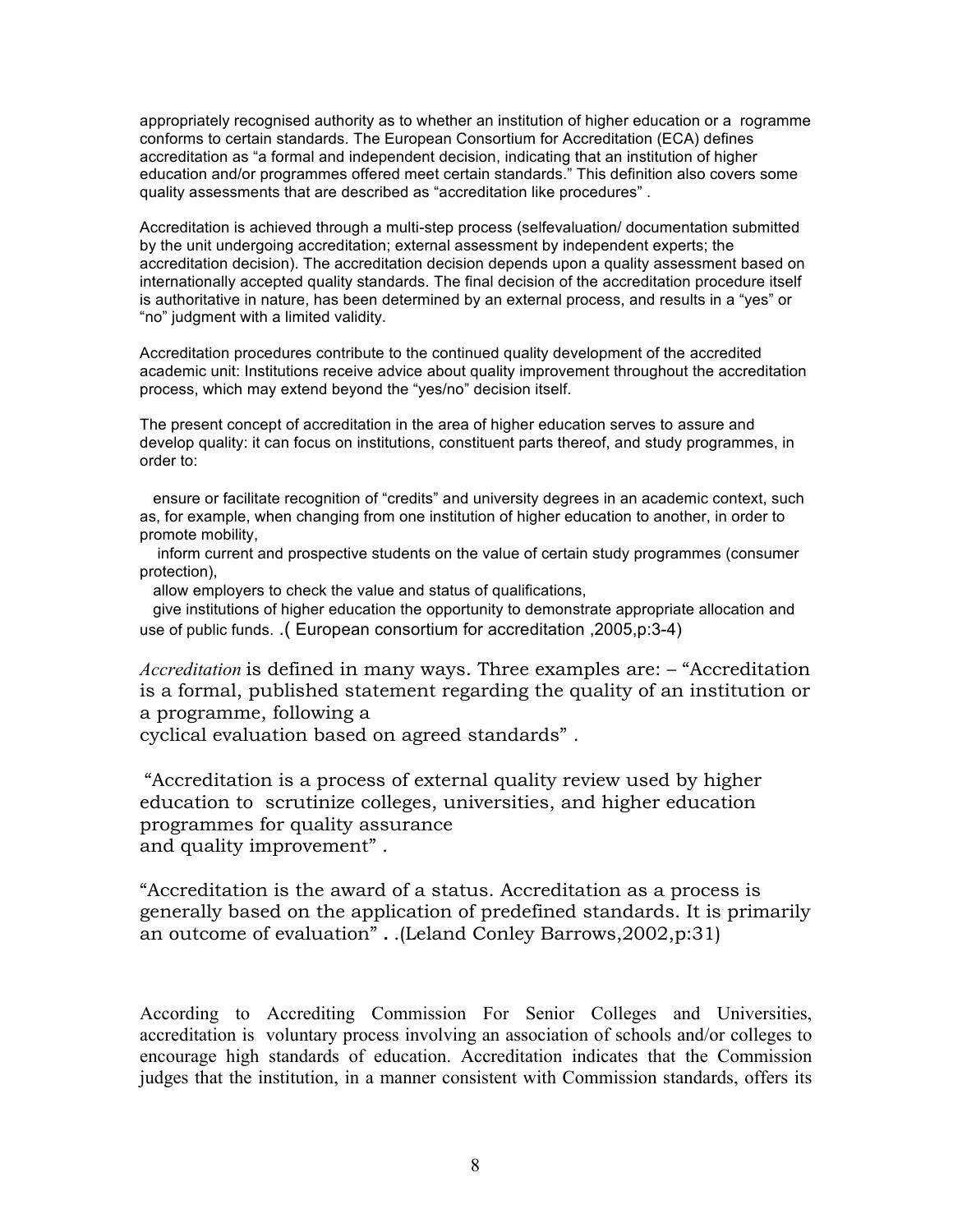appropriately recognised authority as to whether an institution of higher education or a rogramme conforms to certain standards. The European Consortium for Accreditation (ECA) defines accreditation as "a formal and independent decision, indicating that an institution of higher education and/or programmes offered meet certain standards." This definition also covers some quality assessments that are described as "accreditation like procedures" .

Accreditation is achieved through a multi-step process (selfevaluation/ documentation submitted by the unit undergoing accreditation; external assessment by independent experts; the accreditation decision). The accreditation decision depends upon a quality assessment based on internationally accepted quality standards. The final decision of the accreditation procedure itself is authoritative in nature, has been determined by an external process, and results in a "yes" or "no" judgment with a limited validity.

Accreditation procedures contribute to the continued quality development of the accredited academic unit: Institutions receive advice about quality improvement throughout the accreditation process, which may extend beyond the "yes/no" decision itself.

The present concept of accreditation in the area of higher education serves to assure and develop quality: it can focus on institutions, constituent parts thereof, and study programmes, in order to:

- ensure or facilitate recognition of "credits" and university degrees in an academic context, such as, for example, when changing from one institution of higher education to another, in order to promote mobility,
- inform current and prospective students on the value of certain study programmes (consumer protection),
- allow employers to check the value and status of qualifications,
- give institutions of higher education the opportunity to demonstrate appropriate allocation and use of public funds. .( European consortium for accreditation ,2005,p:3-4)

*Accreditation* is defined in many ways. Three examples are: – "Accreditation is a formal, published statement regarding the quality of an institution or a programme, following a cyclical evaluation based on agreed standards" .

"Accreditation is a process of external quality review used by higher education to scrutinize colleges, universities, and higher education programmes for quality assurance and quality improvement" .

"Accreditation is the award of a status. Accreditation as a process is generally based on the application of predefined standards. It is primarily an outcome of evaluation" . .(Leland Conley Barrows,2002,p:31)

According to Accrediting Commission For Senior Colleges and Universities, accreditation is voluntary process involving an association of schools and/or colleges to encourage high standards of education. Accreditation indicates that the Commission judges that the institution, in a manner consistent with Commission standards, offers its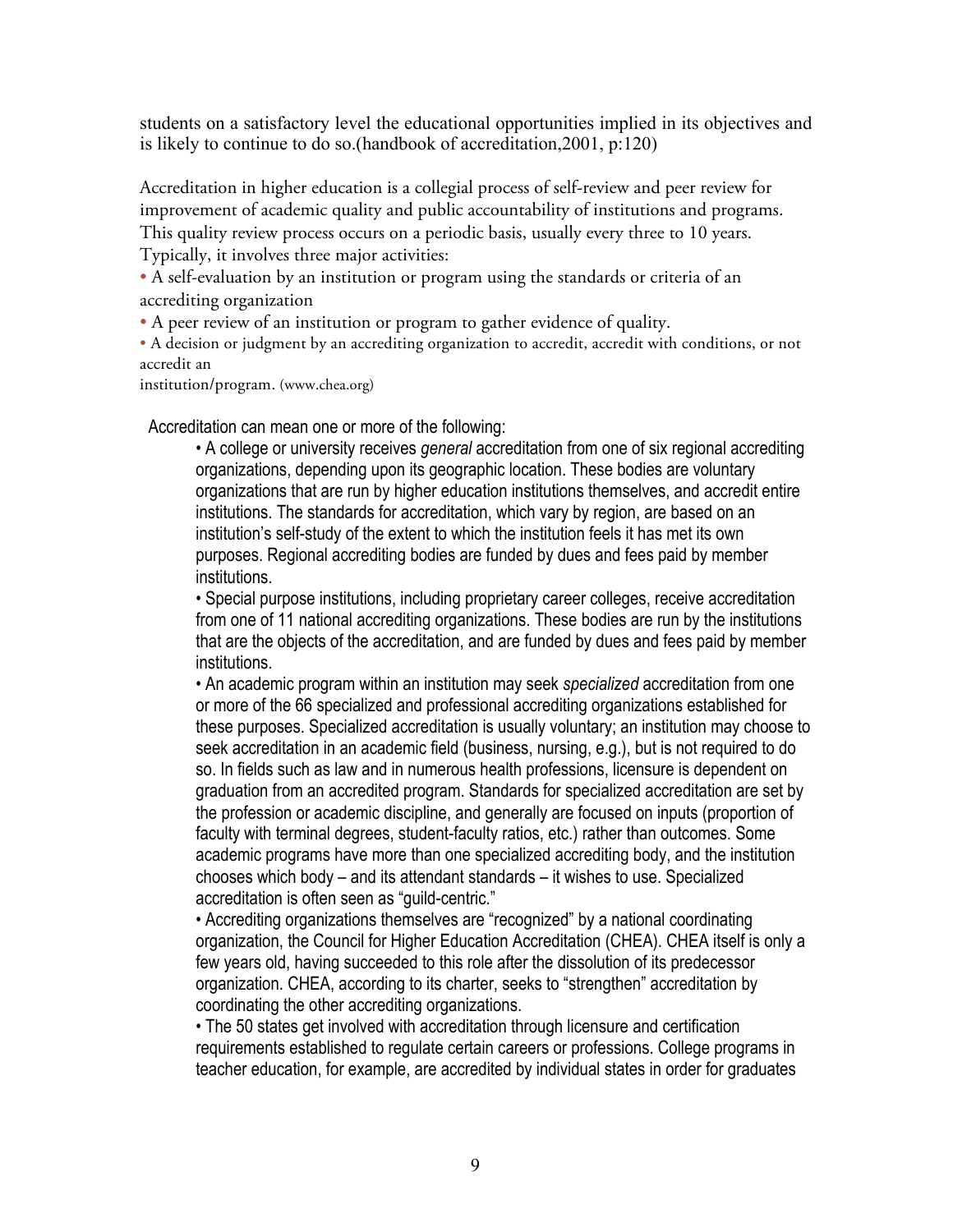students on a satisfactory level the educational opportunities implied in its objectives and is likely to continue to do so.(handbook of accreditation,2001, p:120)

Accreditation in higher education is a collegial process of self-review and peer review for improvement of academic quality and public accountability of institutions and programs. This quality review process occurs on a periodic basis, usually every three to 10 years. Typically, it involves three major activities:

- A self-evaluation by an institution or program using the standards or criteria of an accrediting organization
- A peer review of an institution or program to gather evidence of quality.
- A decision or judgment by an accrediting organization to accredit, accredit with conditions, or not accredit an institution/program. (www.chea.org)

Accreditation can mean one or more of the following:

- A college or university receives *general* accreditation from one of six regional accrediting organizations, depending upon its geographic location. These bodies are voluntary organizations that are run by higher education institutions themselves, and accredit entire institutions. The standards for accreditation, which vary by region, are based on an institution's self-study of the extent to which the institution feels it has met its own purposes. Regional accrediting bodies are funded by dues and fees paid by member institutions.
- Special purpose institutions, including proprietary career colleges, receive accreditation from one of 11 national accrediting organizations. These bodies are run by the institutions that are the objects of the accreditation, and are funded by dues and fees paid by member institutions.
- An academic program within an institution may seek *specialized* accreditation from one or more of the 66 specialized and professional accrediting organizations established for these purposes. Specialized accreditation is usually voluntary; an institution may choose to seek accreditation in an academic field (business, nursing, e.g.), but is not required to do so. In fields such as law and in numerous health professions, licensure is dependent on graduation from an accredited program. Standards for specialized accreditation are set by the profession or academic discipline, and generally are focused on inputs (proportion of faculty with terminal degrees, student-faculty ratios, etc.) rather than outcomes. Some academic programs have more than one specialized accrediting body, and the institution chooses which body – and its attendant standards – it wishes to use. Specialized accreditation is often seen as "guild-centric."
- Accrediting organizations themselves are "recognized" by a national coordinating organization, the Council for Higher Education Accreditation (CHEA). CHEA itself is only a few years old, having succeeded to this role after the dissolution of its predecessor organization. CHEA, according to its charter, seeks to "strengthen" accreditation by coordinating the other accrediting organizations.
- The 50 states get involved with accreditation through licensure and certification requirements established to regulate certain careers or professions. College programs in teacher education, for example, are accredited by individual states in order for graduates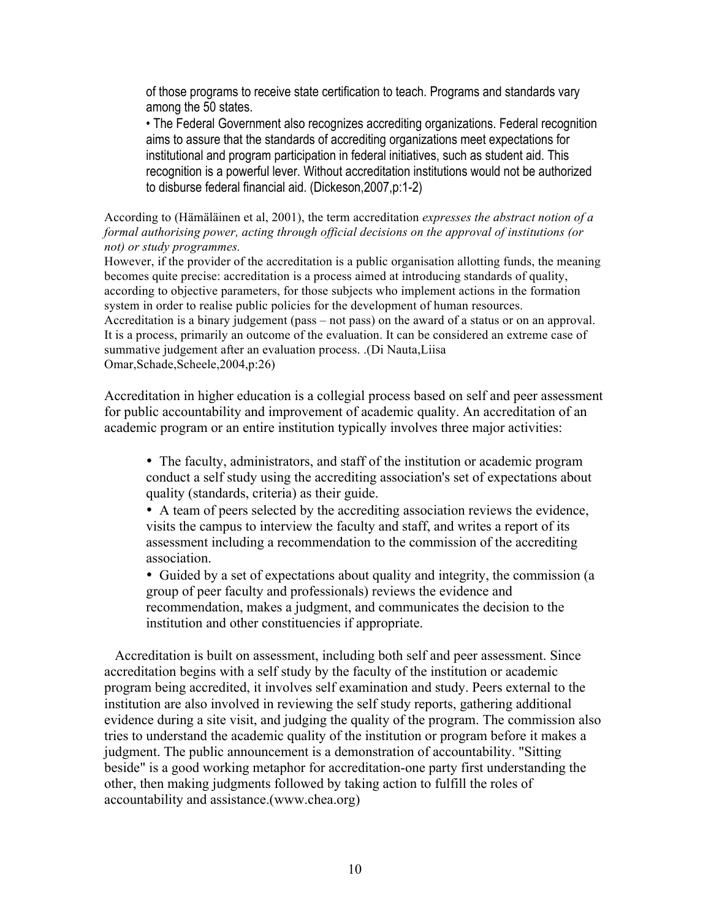of those programs to receive state certification to teach. Programs and standards vary among the 50 states.

• The Federal Government also recognizes accrediting organizations. Federal recognition aims to assure that the standards of accrediting organizations meet expectations for institutional and program participation in federal initiatives, such as student aid. This recognition is a powerful lever. Without accreditation institutions would not be authorized to disburse federal financial aid. (Dickeson,2007,p:1-2)

According to (Hämäläinen et al, 2001), the term accreditation *expresses the abstract notion of a formal authorising power, acting through official decisions on the approval of institutions (or not) or study programmes.*

However, if the provider of the accreditation is a public organisation allotting funds, the meaning becomes quite precise: accreditation is a process aimed at introducing standards of quality, according to objective parameters, for those subjects who implement actions in the formation system in order to realise public policies for the development of human resources.

Accreditation is a binary judgement (pass – not pass) on the award of a status or on an approval. It is a process, primarily an outcome of the evaluation. It can be considered an extreme case of summative judgement after an evaluation process. .(Di Nauta,Liisa Omar,Schade,Scheele,2004,p:26)

Accreditation in higher education is a collegial process based on self and peer assessment for public accountability and improvement of academic quality. An accreditation of an academic program or an entire institution typically involves three major activities:

- The faculty, administrators, and staff of the institution or academic program conduct a self study using the accrediting association's set of expectations about quality (standards, criteria) as their guide.
- A team of peers selected by the accrediting association reviews the evidence, visits the campus to interview the faculty and staff, and writes a report of its assessment including a recommendation to the commission of the accrediting association.
- Guided by a set of expectations about quality and integrity, the commission (a group of peer faculty and professionals) reviews the evidence and recommendation, makes a judgment, and communicates the decision to the institution and other constituencies if appropriate.

Accreditation is built on assessment, including both self and peer assessment. Since accreditation begins with a self study by the faculty of the institution or academic program being accredited, it involves self examination and study. Peers external to the institution are also involved in reviewing the self study reports, gathering additional evidence during a site visit, and judging the quality of the program. The commission also tries to understand the academic quality of the institution or program before it makes a judgment. The public announcement is a demonstration of accountability. "Sitting beside" is a good working metaphor for accreditation-one party first understanding the other, then making judgments followed by taking action to fulfill the roles of accountability and assistance.(www.chea.org)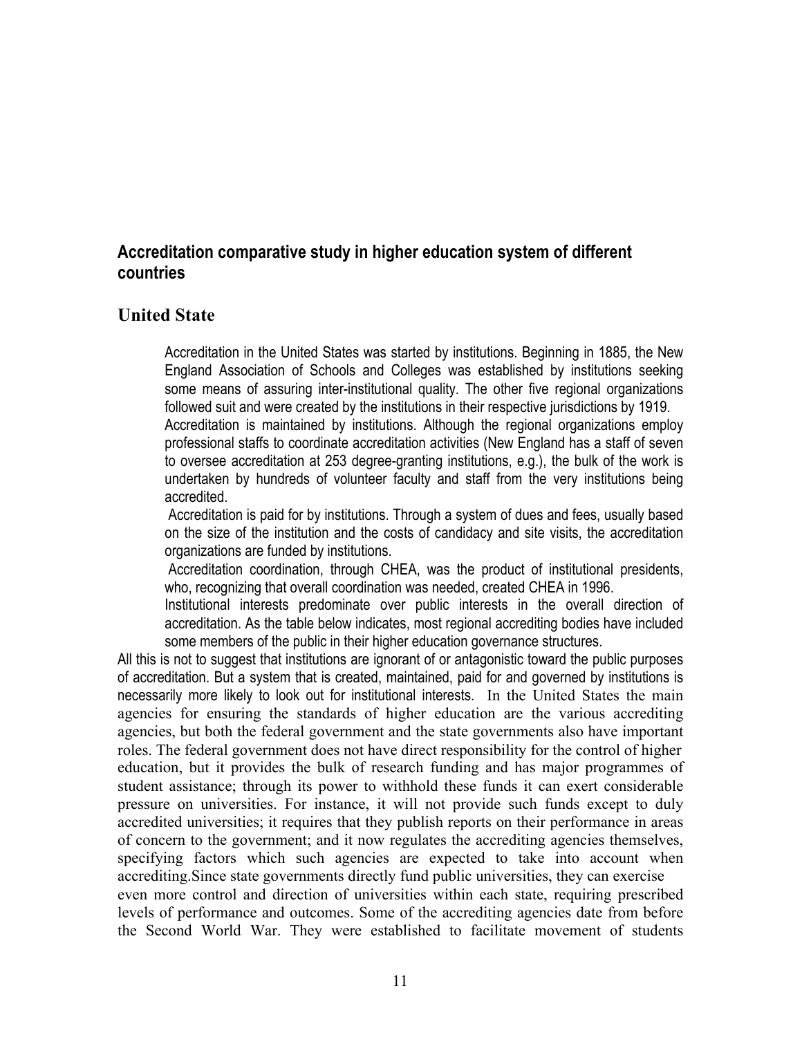## Accreditation comparative study in higher education system of different countries

### United State

Accreditation in the United States was started by institutions. Beginning in 1885, the New England Association of Schools and Colleges was established by institutions seeking some means of assuring inter-institutional quality. The other five regional organizations followed suit and were created by the institutions in their respective jurisdictions by 1919.

Accreditation is maintained by institutions. Although the regional organizations employ professional staffs to coordinate accreditation activities (New England has a staff of seven to oversee accreditation at 253 degree-granting institutions, e.g.), the bulk of the work is undertaken by hundreds of volunteer faculty and staff from the very institutions being accredited.

Accreditation is paid for by institutions. Through a system of dues and fees, usually based on the size of the institution and the costs of candidacy and site visits, the accreditation organizations are funded by institutions.

Accreditation coordination, through CHEA, was the product of institutional presidents, who, recognizing that overall coordination was needed, created CHEA in 1996.

Institutional interests predominate over public interests in the overall direction of accreditation. As the table below indicates, most regional accrediting bodies have included some members of the public in their higher education governance structures.

All this is not to suggest that institutions are ignorant of or antagonistic toward the public purposes of accreditation. But a system that is created, maintained, paid for and governed by institutions is necessarily more likely to look out for institutional interests. In the United States the main agencies for ensuring the standards of higher education are the various accrediting agencies, but both the federal government and the state governments also have important roles. The federal government does not have direct responsibility for the control of higher education, but it provides the bulk of research funding and has major programmes of student assistance; through its power to withhold these funds it can exert considerable pressure on universities. For instance, it will not provide such funds except to duly accredited universities; it requires that they publish reports on their performance in areas of concern to the government; and it now regulates the accrediting agencies themselves, specifying factors which such agencies are expected to take into account when accrediting.Since state governments directly fund public universities, they can exercise even more control and direction of universities within each state, requiring prescribed levels of performance and outcomes. Some of the accrediting agencies date from before the Second World War. They were established to facilitate movement of students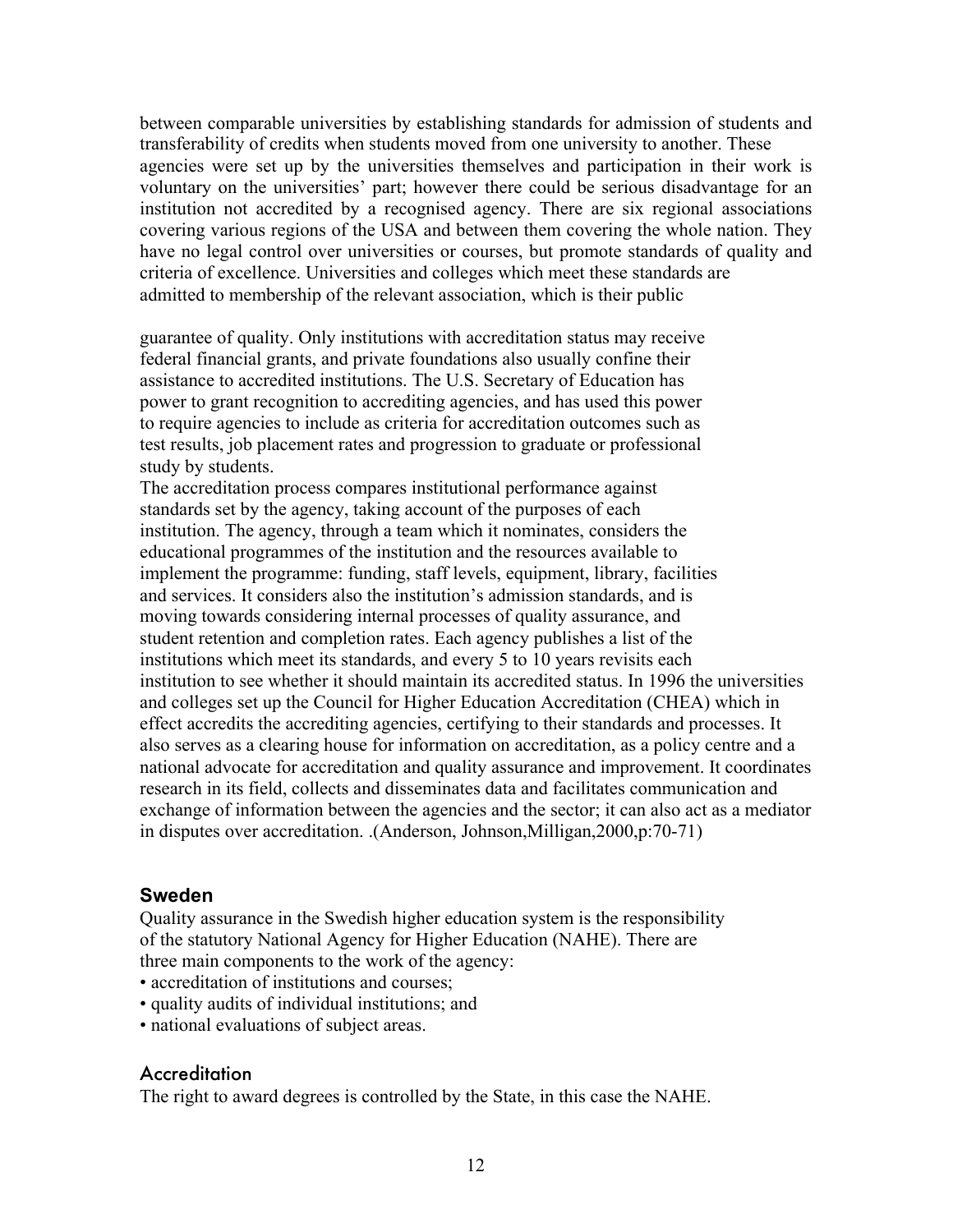between comparable universities by establishing standards for admission of students and transferability of credits when students moved from one university to another. These agencies were set up by the universities themselves and participation in their work is voluntary on the universities' part; however there could be serious disadvantage for an institution not accredited by a recognised agency. There are six regional associations covering various regions of the USA and between them covering the whole nation. They have no legal control over universities or courses, but promote standards of quality and criteria of excellence. Universities and colleges which meet these standards are admitted to membership of the relevant association, which is their public

guarantee of quality. Only institutions with accreditation status may receive federal financial grants, and private foundations also usually confine their assistance to accredited institutions. The U.S. Secretary of Education has power to grant recognition to accrediting agencies, and has used this power to require agencies to include as criteria for accreditation outcomes such as test results, job placement rates and progression to graduate or professional study by students.
The accreditation process compares institutional performance against standards set by the agency, taking account of the purposes of each institution. The agency, through a team which it nominates, considers the educational programmes of the institution and the resources available to implement the programme: funding, staff levels, equipment, library, facilities and services. It considers also the institution's admission standards, and is moving towards considering internal processes of quality assurance, and student retention and completion rates. Each agency publishes a list of the institutions which meet its standards, and every 5 to 10 years revisits each institution to see whether it should maintain its accredited status. In 1996 the universities and colleges set up the Council for Higher Education Accreditation (CHEA) which in effect accredits the accrediting agencies, certifying to their standards and processes. It also serves as a clearing house for information on accreditation, as a policy centre and a national advocate for accreditation and quality assurance and improvement. It coordinates research in its field, collects and disseminates data and facilitates communication and exchange of information between the agencies and the sector; it can also act as a mediator in disputes over accreditation. .(Anderson, Johnson,Milligan,2000,p:70-71)

## Sweden

Quality assurance in the Swedish higher education system is the responsibility of the statutory National Agency for Higher Education (NAHE). There are three main components to the work of the agency:

- accreditation of institutions and courses;
- quality audits of individual institutions; and
- national evaluations of subject areas.

### Accreditation

The right to award degrees is controlled by the State, in this case the NAHE.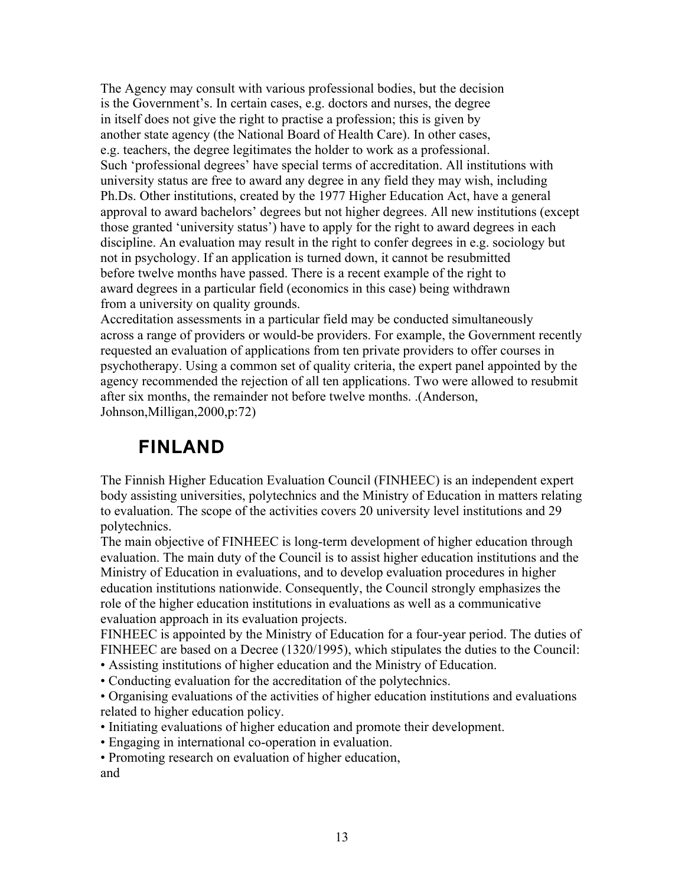The Agency may consult with various professional bodies, but the decision is the Government's. In certain cases, e.g. doctors and nurses, the degree in itself does not give the right to practise a profession; this is given by another state agency (the National Board of Health Care). In other cases, e.g. teachers, the degree legitimates the holder to work as a professional. Such 'professional degrees' have special terms of accreditation. All institutions with university status are free to award any degree in any field they may wish, including Ph.Ds. Other institutions, created by the 1977 Higher Education Act, have a general approval to award bachelors' degrees but not higher degrees. All new institutions (except those granted 'university status') have to apply for the right to award degrees in each discipline. An evaluation may result in the right to confer degrees in e.g. sociology but not in psychology. If an application is turned down, it cannot be resubmitted before twelve months have passed. There is a recent example of the right to award degrees in a particular field (economics in this case) being withdrawn from a university on quality grounds.

Accreditation assessments in a particular field may be conducted simultaneously across a range of providers or would-be providers. For example, the Government recently requested an evaluation of applications from ten private providers to offer courses in psychotherapy. Using a common set of quality criteria, the expert panel appointed by the agency recommended the rejection of all ten applications. Two were allowed to resubmit after six months, the remainder not before twelve months. .(Anderson, Johnson,Milligan,2000,p:72)

## FINLAND

The Finnish Higher Education Evaluation Council (FINHEEC) is an independent expert body assisting universities, polytechnics and the Ministry of Education in matters relating to evaluation. The scope of the activities covers 20 university level institutions and 29 polytechnics.

The main objective of FINHEEC is long-term development of higher education through evaluation. The main duty of the Council is to assist higher education institutions and the Ministry of Education in evaluations, and to develop evaluation procedures in higher education institutions nationwide. Consequently, the Council strongly emphasizes the role of the higher education institutions in evaluations as well as a communicative evaluation approach in its evaluation projects.

FINHEEC is appointed by the Ministry of Education for a four-year period. The duties of FINHEEC are based on a Decree (1320/1995), which stipulates the duties to the Council:

- Assisting institutions of higher education and the Ministry of Education.
- Conducting evaluation for the accreditation of the polytechnics.
- Organising evaluations of the activities of higher education institutions and evaluations related to higher education policy.
- Initiating evaluations of higher education and promote their development.
- Engaging in international co-operation in evaluation.
- Promoting research on evaluation of higher education,

and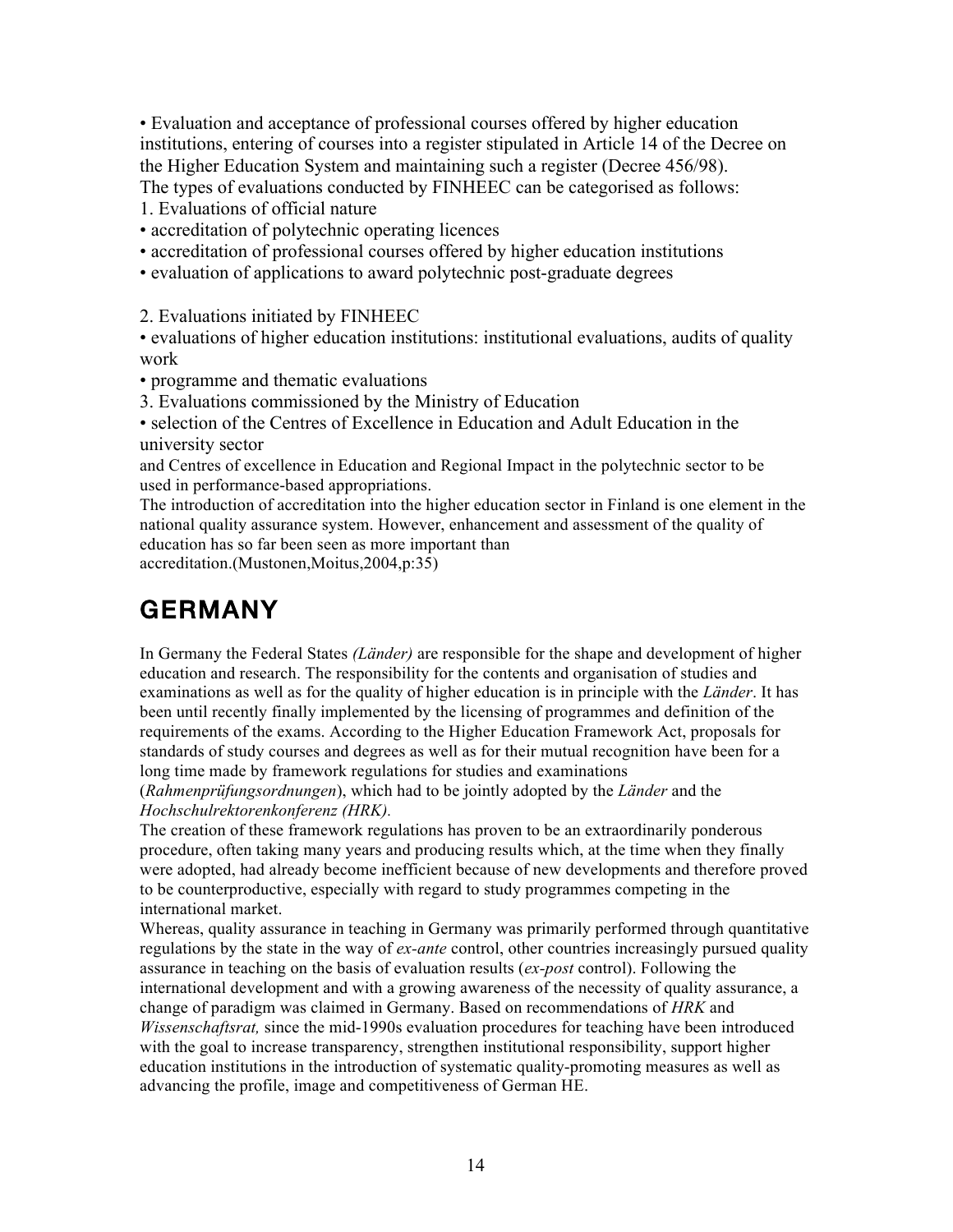• Evaluation and acceptance of professional courses offered by higher education institutions, entering of courses into a register stipulated in Article 14 of the Decree on the Higher Education System and maintaining such a register (Decree 456/98).

The types of evaluations conducted by FINHEEC can be categorised as follows:

1. Evaluations of official nature

• accreditation of polytechnic operating licences

• accreditation of professional courses offered by higher education institutions

• evaluation of applications to award polytechnic post-graduate degrees

2. Evaluations initiated by FINHEEC

• evaluations of higher education institutions: institutional evaluations, audits of quality work

• programme and thematic evaluations

3. Evaluations commissioned by the Ministry of Education

• selection of the Centres of Excellence in Education and Adult Education in the university sector

and Centres of excellence in Education and Regional Impact in the polytechnic sector to be used in performance-based appropriations.

The introduction of accreditation into the higher education sector in Finland is one element in the national quality assurance system. However, enhancement and assessment of the quality of education has so far been seen as more important than accreditation.(Mustonen,Moitus,2004,p:35)

# GERMANY

In Germany the Federal States *(Länder)* are responsible for the shape and development of higher education and research. The responsibility for the contents and organisation of studies and examinations as well as for the quality of higher education is in principle with the *Länder*. It has been until recently finally implemented by the licensing of programmes and definition of the requirements of the exams. According to the Higher Education Framework Act, proposals for standards of study courses and degrees as well as for their mutual recognition have been for a long time made by framework regulations for studies and examinations (*Rahmenprüfungsordnungen*), which had to be jointly adopted by the *Länder* and the *Hochschulrektorenkonferenz (HRK).*

The creation of these framework regulations has proven to be an extraordinarily ponderous procedure, often taking many years and producing results which, at the time when they finally were adopted, had already become inefficient because of new developments and therefore proved to be counterproductive, especially with regard to study programmes competing in the international market.

Whereas, quality assurance in teaching in Germany was primarily performed through quantitative regulations by the state in the way of *ex-ante* control, other countries increasingly pursued quality assurance in teaching on the basis of evaluation results (*ex-post* control). Following the international development and with a growing awareness of the necessity of quality assurance, a change of paradigm was claimed in Germany. Based on recommendations of *HRK* and *Wissenschaftsrat,* since the mid-1990s evaluation procedures for teaching have been introduced with the goal to increase transparency, strengthen institutional responsibility, support higher education institutions in the introduction of systematic quality-promoting measures as well as advancing the profile, image and competitiveness of German HE.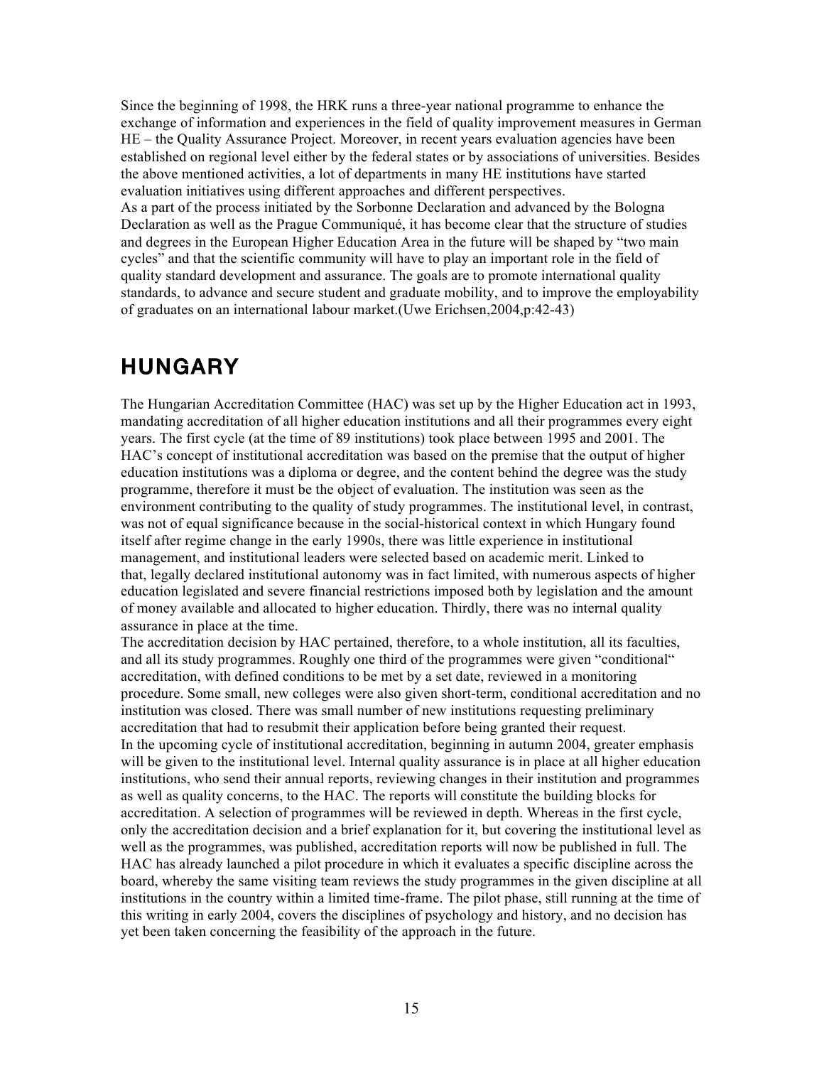Since the beginning of 1998, the HRK runs a three-year national programme to enhance the exchange of information and experiences in the field of quality improvement measures in German HE – the Quality Assurance Project. Moreover, in recent years evaluation agencies have been established on regional level either by the federal states or by associations of universities. Besides the above mentioned activities, a lot of departments in many HE institutions have started evaluation initiatives using different approaches and different perspectives.
As a part of the process initiated by the Sorbonne Declaration and advanced by the Bologna Declaration as well as the Prague Communiqué, it has become clear that the structure of studies and degrees in the European Higher Education Area in the future will be shaped by "two main cycles" and that the scientific community will have to play an important role in the field of quality standard development and assurance. The goals are to promote international quality standards, to advance and secure student and graduate mobility, and to improve the employability of graduates on an international labour market.(Uwe Erichsen,2004,p:42-43)

## HUNGARY

The Hungarian Accreditation Committee (HAC) was set up by the Higher Education act in 1993, mandating accreditation of all higher education institutions and all their programmes every eight years. The first cycle (at the time of 89 institutions) took place between 1995 and 2001. The HAC's concept of institutional accreditation was based on the premise that the output of higher education institutions was a diploma or degree, and the content behind the degree was the study programme, therefore it must be the object of evaluation. The institution was seen as the environment contributing to the quality of study programmes. The institutional level, in contrast, was not of equal significance because in the social-historical context in which Hungary found itself after regime change in the early 1990s, there was little experience in institutional management, and institutional leaders were selected based on academic merit. Linked to that, legally declared institutional autonomy was in fact limited, with numerous aspects of higher education legislated and severe financial restrictions imposed both by legislation and the amount of money available and allocated to higher education. Thirdly, there was no internal quality assurance in place at the time.
The accreditation decision by HAC pertained, therefore, to a whole institution, all its faculties, and all its study programmes. Roughly one third of the programmes were given "conditional" accreditation, with defined conditions to be met by a set date, reviewed in a monitoring procedure. Some small, new colleges were also given short-term, conditional accreditation and no institution was closed. There was small number of new institutions requesting preliminary accreditation that had to resubmit their application before being granted their request.
In the upcoming cycle of institutional accreditation, beginning in autumn 2004, greater emphasis will be given to the institutional level. Internal quality assurance is in place at all higher education institutions, who send their annual reports, reviewing changes in their institution and programmes as well as quality concerns, to the HAC. The reports will constitute the building blocks for accreditation. A selection of programmes will be reviewed in depth. Whereas in the first cycle, only the accreditation decision and a brief explanation for it, but covering the institutional level as well as the programmes, was published, accreditation reports will now be published in full. The HAC has already launched a pilot procedure in which it evaluates a specific discipline across the board, whereby the same visiting team reviews the study programmes in the given discipline at all institutions in the country within a limited time-frame. The pilot phase, still running at the time of this writing in early 2004, covers the disciplines of psychology and history, and no decision has yet been taken concerning the feasibility of the approach in the future.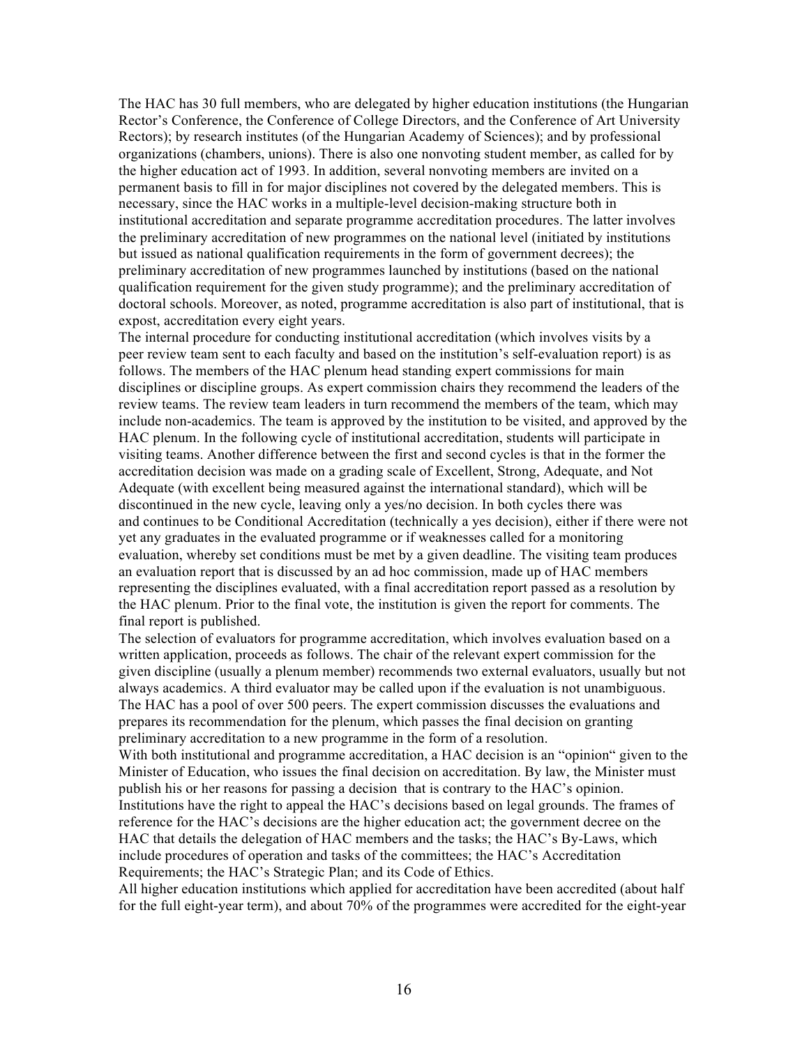The HAC has 30 full members, who are delegated by higher education institutions (the Hungarian Rector's Conference, the Conference of College Directors, and the Conference of Art University Rectors); by research institutes (of the Hungarian Academy of Sciences); and by professional organizations (chambers, unions). There is also one nonvoting student member, as called for by the higher education act of 1993. In addition, several nonvoting members are invited on a permanent basis to fill in for major disciplines not covered by the delegated members. This is necessary, since the HAC works in a multiple-level decision-making structure both in institutional accreditation and separate programme accreditation procedures. The latter involves the preliminary accreditation of new programmes on the national level (initiated by institutions but issued as national qualification requirements in the form of government decrees); the preliminary accreditation of new programmes launched by institutions (based on the national qualification requirement for the given study programme); and the preliminary accreditation of doctoral schools. Moreover, as noted, programme accreditation is also part of institutional, that is expost, accreditation every eight years.

The internal procedure for conducting institutional accreditation (which involves visits by a peer review team sent to each faculty and based on the institution's self-evaluation report) is as follows. The members of the HAC plenum head standing expert commissions for main disciplines or discipline groups. As expert commission chairs they recommend the leaders of the review teams. The review team leaders in turn recommend the members of the team, which may include non-academics. The team is approved by the institution to be visited, and approved by the HAC plenum. In the following cycle of institutional accreditation, students will participate in visiting teams. Another difference between the first and second cycles is that in the former the accreditation decision was made on a grading scale of Excellent, Strong, Adequate, and Not Adequate (with excellent being measured against the international standard), which will be discontinued in the new cycle, leaving only a yes/no decision. In both cycles there was and continues to be Conditional Accreditation (technically a yes decision), either if there were not yet any graduates in the evaluated programme or if weaknesses called for a monitoring evaluation, whereby set conditions must be met by a given deadline. The visiting team produces an evaluation report that is discussed by an ad hoc commission, made up of HAC members representing the disciplines evaluated, with a final accreditation report passed as a resolution by the HAC plenum. Prior to the final vote, the institution is given the report for comments. The final report is published.

The selection of evaluators for programme accreditation, which involves evaluation based on a written application, proceeds as follows. The chair of the relevant expert commission for the given discipline (usually a plenum member) recommends two external evaluators, usually but not always academics. A third evaluator may be called upon if the evaluation is not unambiguous. The HAC has a pool of over 500 peers. The expert commission discusses the evaluations and prepares its recommendation for the plenum, which passes the final decision on granting preliminary accreditation to a new programme in the form of a resolution.

With both institutional and programme accreditation, a HAC decision is an "opinion" given to the Minister of Education, who issues the final decision on accreditation. By law, the Minister must publish his or her reasons for passing a decision that is contrary to the HAC's opinion. Institutions have the right to appeal the HAC's decisions based on legal grounds. The frames of reference for the HAC's decisions are the higher education act; the government decree on the HAC that details the delegation of HAC members and the tasks; the HAC's By-Laws, which include procedures of operation and tasks of the committees; the HAC's Accreditation Requirements; the HAC's Strategic Plan; and its Code of Ethics.

All higher education institutions which applied for accreditation have been accredited (about half for the full eight-year term), and about 70% of the programmes were accredited for the eight-year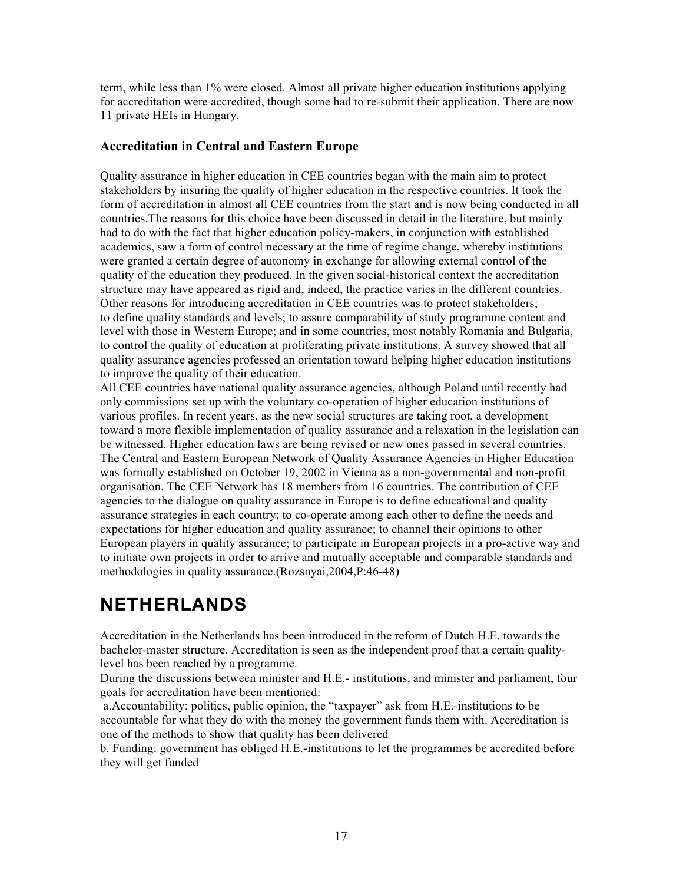term, while less than 1% were closed. Almost all private higher education institutions applying for accreditation were accredited, though some had to re-submit their application. There are now 11 private HEIs in Hungary.

### Accreditation in Central and Eastern Europe

Quality assurance in higher education in CEE countries began with the main aim to protect stakeholders by insuring the quality of higher education in the respective countries. It took the form of accreditation in almost all CEE countries from the start and is now being conducted in all countries.The reasons for this choice have been discussed in detail in the literature, but mainly had to do with the fact that higher education policy-makers, in conjunction with established academics, saw a form of control necessary at the time of regime change, whereby institutions were granted a certain degree of autonomy in exchange for allowing external control of the quality of the education they produced. In the given social-historical context the accreditation structure may have appeared as rigid and, indeed, the practice varies in the different countries. Other reasons for introducing accreditation in CEE countries was to protect stakeholders; to define quality standards and levels; to assure comparability of study programme content and level with those in Western Europe; and in some countries, most notably Romania and Bulgaria, to control the quality of education at proliferating private institutions. A survey showed that all quality assurance agencies professed an orientation toward helping higher education institutions to improve the quality of their education.

All CEE countries have national quality assurance agencies, although Poland until recently had only commissions set up with the voluntary co-operation of higher education institutions of various profiles. In recent years, as the new social structures are taking root, a development toward a more flexible implementation of quality assurance and a relaxation in the legislation can be witnessed. Higher education laws are being revised or new ones passed in several countries. The Central and Eastern European Network of Quality Assurance Agencies in Higher Education was formally established on October 19, 2002 in Vienna as a non-governmental and non-profit organisation. The CEE Network has 18 members from 16 countries. The contribution of CEE agencies to the dialogue on quality assurance in Europe is to define educational and quality assurance strategies in each country; to co-operate among each other to define the needs and expectations for higher education and quality assurance; to channel their opinions to other European players in quality assurance; to participate in European projects in a pro-active way and to initiate own projects in order to arrive and mutually acceptable and comparable standards and methodologies in quality assurance.(Rozsnyai,2004,P:46-48)

# NETHERLANDS

Accreditation in the Netherlands has been introduced in the reform of Dutch H.E. towards the bachelor-master structure. Accreditation is seen as the independent proof that a certain quality-level has been reached by a programme.

During the discussions between minister and H.E.- institutions, and minister and parliament, four goals for accreditation have been mentioned:

a.Accountability: politics, public opinion, the “taxpayer” ask from H.E.-institutions to be accountable for what they do with the money the government funds them with. Accreditation is one of the methods to show that quality has been delivered

b. Funding: government has obliged H.E.-institutions to let the programmes be accredited before they will get funded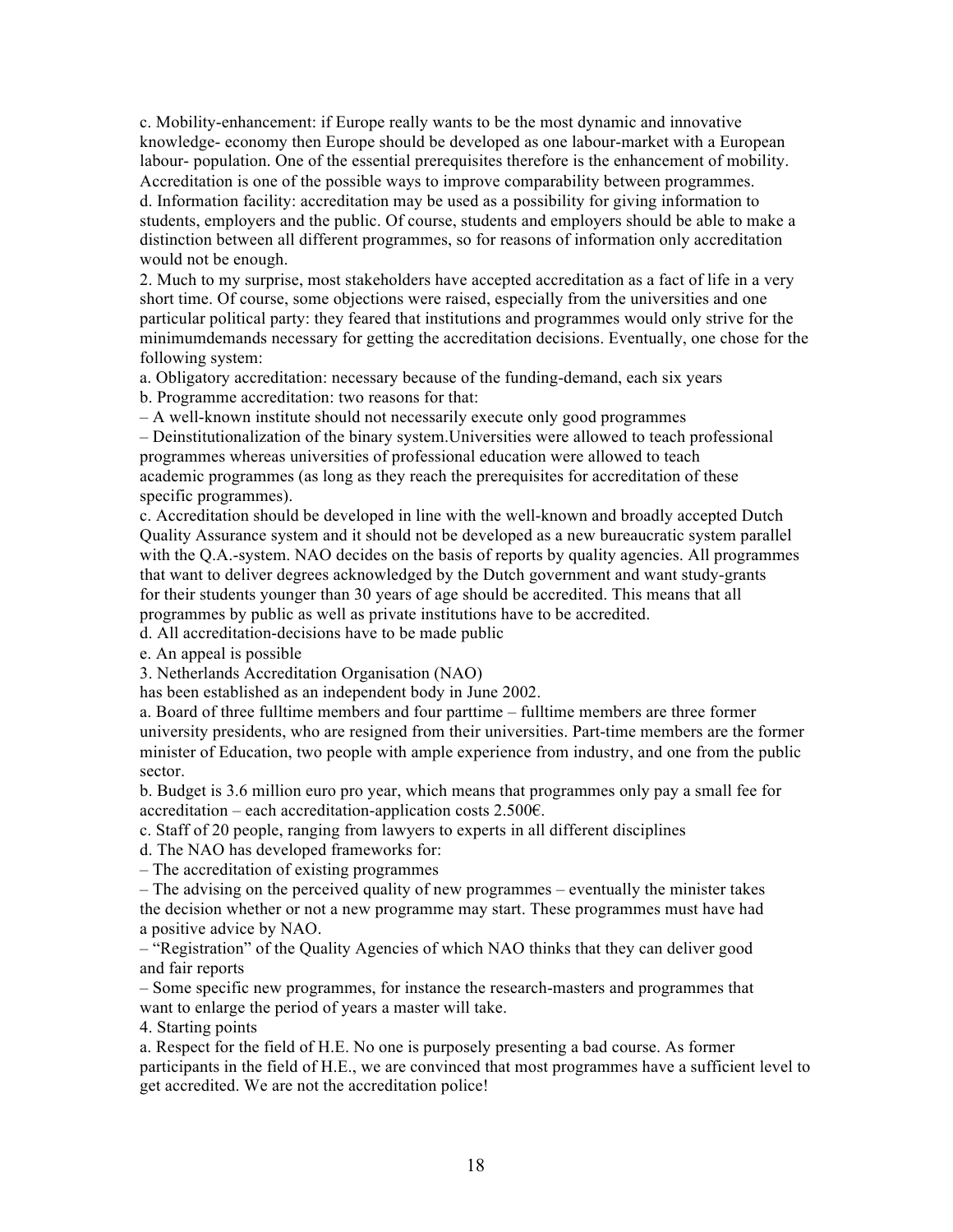c. Mobility-enhancement: if Europe really wants to be the most dynamic and innovative knowledge- economy then Europe should be developed as one labour-market with a European labour- population. One of the essential prerequisites therefore is the enhancement of mobility. Accreditation is one of the possible ways to improve comparability between programmes.

d. Information facility: accreditation may be used as a possibility for giving information to students, employers and the public. Of course, students and employers should be able to make a distinction between all different programmes, so for reasons of information only accreditation would not be enough.

2. Much to my surprise, most stakeholders have accepted accreditation as a fact of life in a very short time. Of course, some objections were raised, especially from the universities and one particular political party: they feared that institutions and programmes would only strive for the minimumdemands necessary for getting the accreditation decisions. Eventually, one chose for the following system:

a. Obligatory accreditation: necessary because of the funding-demand, each six years

b. Programme accreditation: two reasons for that:

– A well-known institute should not necessarily execute only good programmes

– Deinstitutionalization of the binary system.Universities were allowed to teach professional programmes whereas universities of professional education were allowed to teach academic programmes (as long as they reach the prerequisites for accreditation of these specific programmes).

c. Accreditation should be developed in line with the well-known and broadly accepted Dutch Quality Assurance system and it should not be developed as a new bureaucratic system parallel with the Q.A.-system. NAO decides on the basis of reports by quality agencies. All programmes that want to deliver degrees acknowledged by the Dutch government and want study-grants for their students younger than 30 years of age should be accredited. This means that all programmes by public as well as private institutions have to be accredited.

d. All accreditation-decisions have to be made public

e. An appeal is possible

3. Netherlands Accreditation Organisation (NAO)
has been established as an independent body in June 2002.

a. Board of three fulltime members and four parttime – fulltime members are three former university presidents, who are resigned from their universities. Part-time members are the former minister of Education, two people with ample experience from industry, and one from the public sector.

b. Budget is 3.6 million euro pro year, which means that programmes only pay a small fee for accreditation – each accreditation-application costs 2.500€.

c. Staff of 20 people, ranging from lawyers to experts in all different disciplines

d. The NAO has developed frameworks for:

– The accreditation of existing programmes

– The advising on the perceived quality of new programmes – eventually the minister takes the decision whether or not a new programme may start. These programmes must have had a positive advice by NAO.

– "Registration" of the Quality Agencies of which NAO thinks that they can deliver good and fair reports

– Some specific new programmes, for instance the research-masters and programmes that want to enlarge the period of years a master will take.

4. Starting points

a. Respect for the field of H.E. No one is purposely presenting a bad course. As former participants in the field of H.E., we are convinced that most programmes have a sufficient level to get accredited. We are not the accreditation police!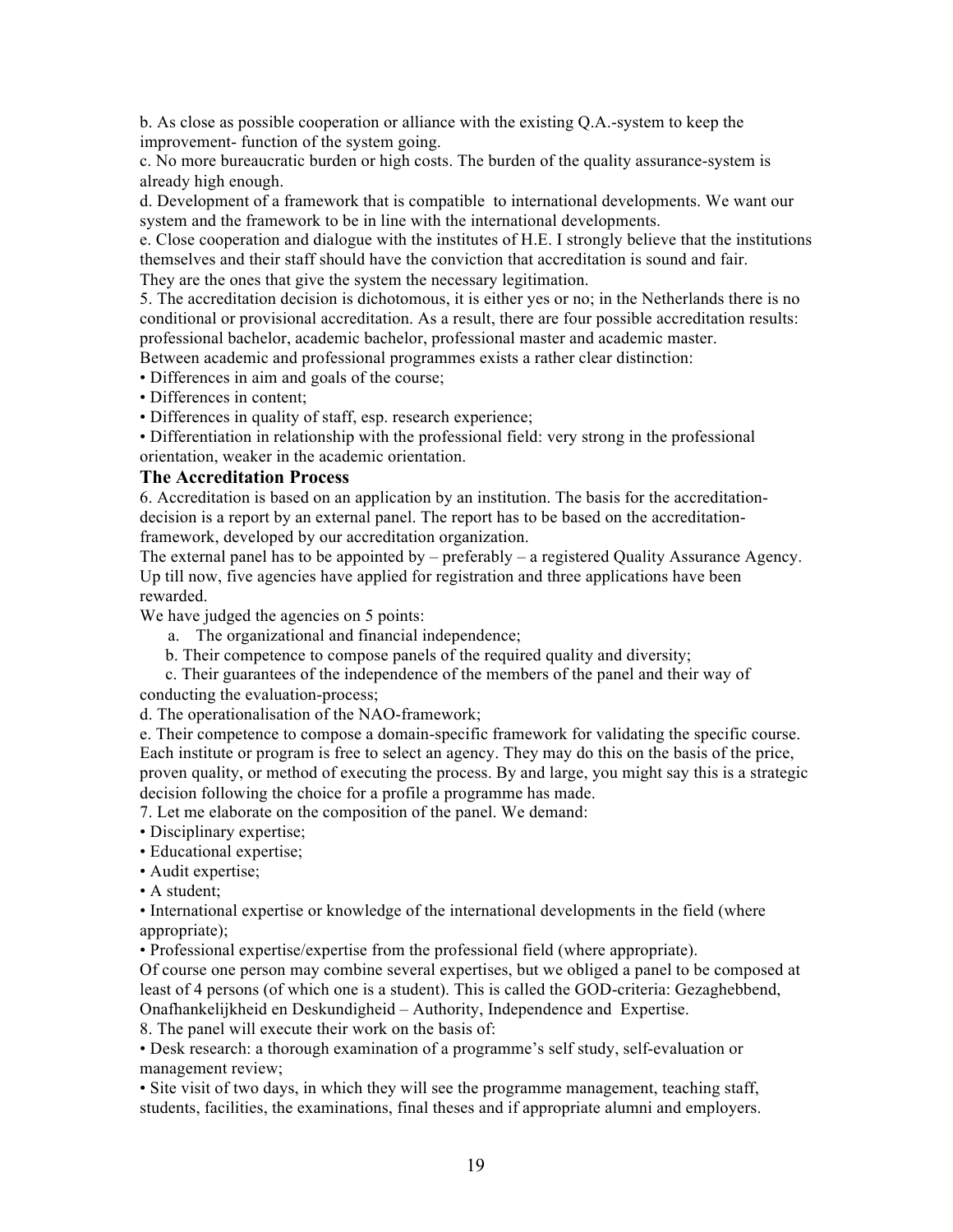b. As close as possible cooperation or alliance with the existing Q.A.-system to keep the improvement- function of the system going.

c. No more bureaucratic burden or high costs. The burden of the quality assurance-system is already high enough.

d. Development of a framework that is compatible to international developments. We want our system and the framework to be in line with the international developments.

e. Close cooperation and dialogue with the institutes of H.E. I strongly believe that the institutions themselves and their staff should have the conviction that accreditation is sound and fair. They are the ones that give the system the necessary legitimation.

5. The accreditation decision is dichotomous, it is either yes or no; in the Netherlands there is no conditional or provisional accreditation. As a result, there are four possible accreditation results: professional bachelor, academic bachelor, professional master and academic master.

Between academic and professional programmes exists a rather clear distinction:

- Differences in aim and goals of the course;
- Differences in content;
- Differences in quality of staff, esp. research experience;
- Differentiation in relationship with the professional field: very strong in the professional orientation, weaker in the academic orientation.

### The Accreditation Process

6. Accreditation is based on an application by an institution. The basis for the accreditation-decision is a report by an external panel. The report has to be based on the accreditation-framework, developed by our accreditation organization.

The external panel has to be appointed by – preferably – a registered Quality Assurance Agency. Up till now, five agencies have applied for registration and three applications have been rewarded.

We have judged the agencies on 5 points:

a. The organizational and financial independence;

b. Their competence to compose panels of the required quality and diversity;

c. Their guarantees of the independence of the members of the panel and their way of conducting the evaluation-process;

d. The operationalisation of the NAO-framework;

e. Their competence to compose a domain-specific framework for validating the specific course.

Each institute or program is free to select an agency. They may do this on the basis of the price, proven quality, or method of executing the process. By and large, you might say this is a strategic decision following the choice for a profile a programme has made.

7. Let me elaborate on the composition of the panel. We demand:

- Disciplinary expertise;
- Educational expertise;
- Audit expertise;
- A student;
- International expertise or knowledge of the international developments in the field (where appropriate);
- Professional expertise/expertise from the professional field (where appropriate).

Of course one person may combine several expertises, but we obliged a panel to be composed at least of 4 persons (of which one is a student). This is called the GOD-criteria: Gezaghebbend, Onafhankelijkheid en Deskundigheid – Authority, Independence and Expertise.

8. The panel will execute their work on the basis of:

- Desk research: a thorough examination of a programme's self study, self-evaluation or management review;
- Site visit of two days, in which they will see the programme management, teaching staff, students, facilities, the examinations, final theses and if appropriate alumni and employers.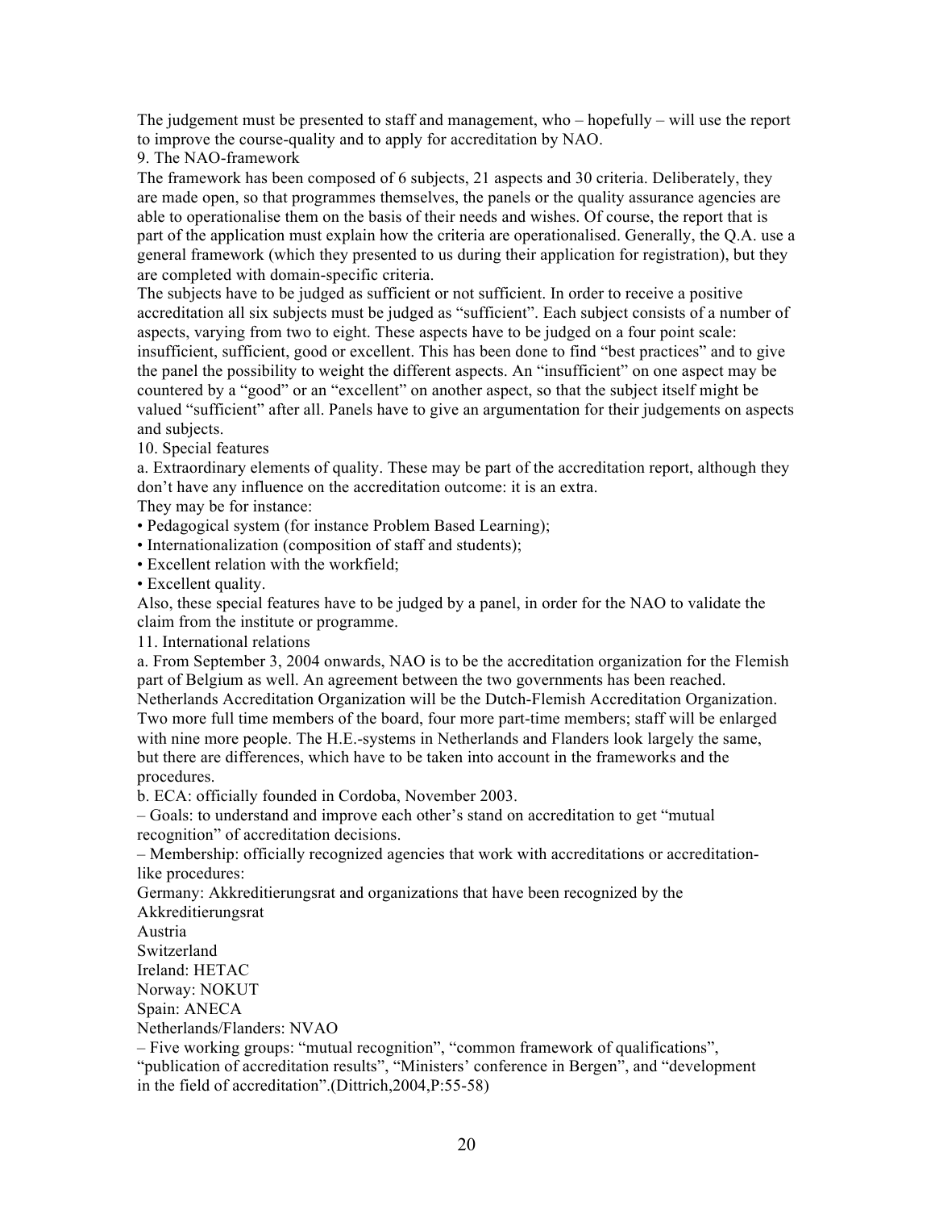The judgement must be presented to staff and management, who – hopefully – will use the report to improve the course-quality and to apply for accreditation by NAO.

9. The NAO-framework

The framework has been composed of 6 subjects, 21 aspects and 30 criteria. Deliberately, they are made open, so that programmes themselves, the panels or the quality assurance agencies are able to operationalise them on the basis of their needs and wishes. Of course, the report that is part of the application must explain how the criteria are operationalised. Generally, the Q.A. use a general framework (which they presented to us during their application for registration), but they are completed with domain-specific criteria.

The subjects have to be judged as sufficient or not sufficient. In order to receive a positive accreditation all six subjects must be judged as "sufficient". Each subject consists of a number of aspects, varying from two to eight. These aspects have to be judged on a four point scale: insufficient, sufficient, good or excellent. This has been done to find "best practices" and to give the panel the possibility to weight the different aspects. An "insufficient" on one aspect may be countered by a "good" or an "excellent" on another aspect, so that the subject itself might be valued "sufficient" after all. Panels have to give an argumentation for their judgements on aspects and subjects.

10. Special features

a. Extraordinary elements of quality. These may be part of the accreditation report, although they don't have any influence on the accreditation outcome: it is an extra.

They may be for instance:

- Pedagogical system (for instance Problem Based Learning);
- Internationalization (composition of staff and students);
- Excellent relation with the workfield;
- Excellent quality.

Also, these special features have to be judged by a panel, in order for the NAO to validate the claim from the institute or programme.

11. International relations

a. From September 3, 2004 onwards, NAO is to be the accreditation organization for the Flemish part of Belgium as well. An agreement between the two governments has been reached. Netherlands Accreditation Organization will be the Dutch-Flemish Accreditation Organization. Two more full time members of the board, four more part-time members; staff will be enlarged with nine more people. The H.E.-systems in Netherlands and Flanders look largely the same, but there are differences, which have to be taken into account in the frameworks and the procedures.

b. ECA: officially founded in Cordoba, November 2003.

– Goals: to understand and improve each other's stand on accreditation to get "mutual recognition" of accreditation decisions.

– Membership: officially recognized agencies that work with accreditations or accreditation-like procedures:

Germany: Akkreditierungsrat and organizations that have been recognized by the Akkreditierungsrat

Austria

Switzerland

Ireland: HETAC

Norway: NOKUT

Spain: ANECA

Netherlands/Flanders: NVAO

– Five working groups: "mutual recognition", "common framework of qualifications", "publication of accreditation results", "Ministers' conference in Bergen", and "development in the field of accreditation".(Dittrich,2004,P:55-58)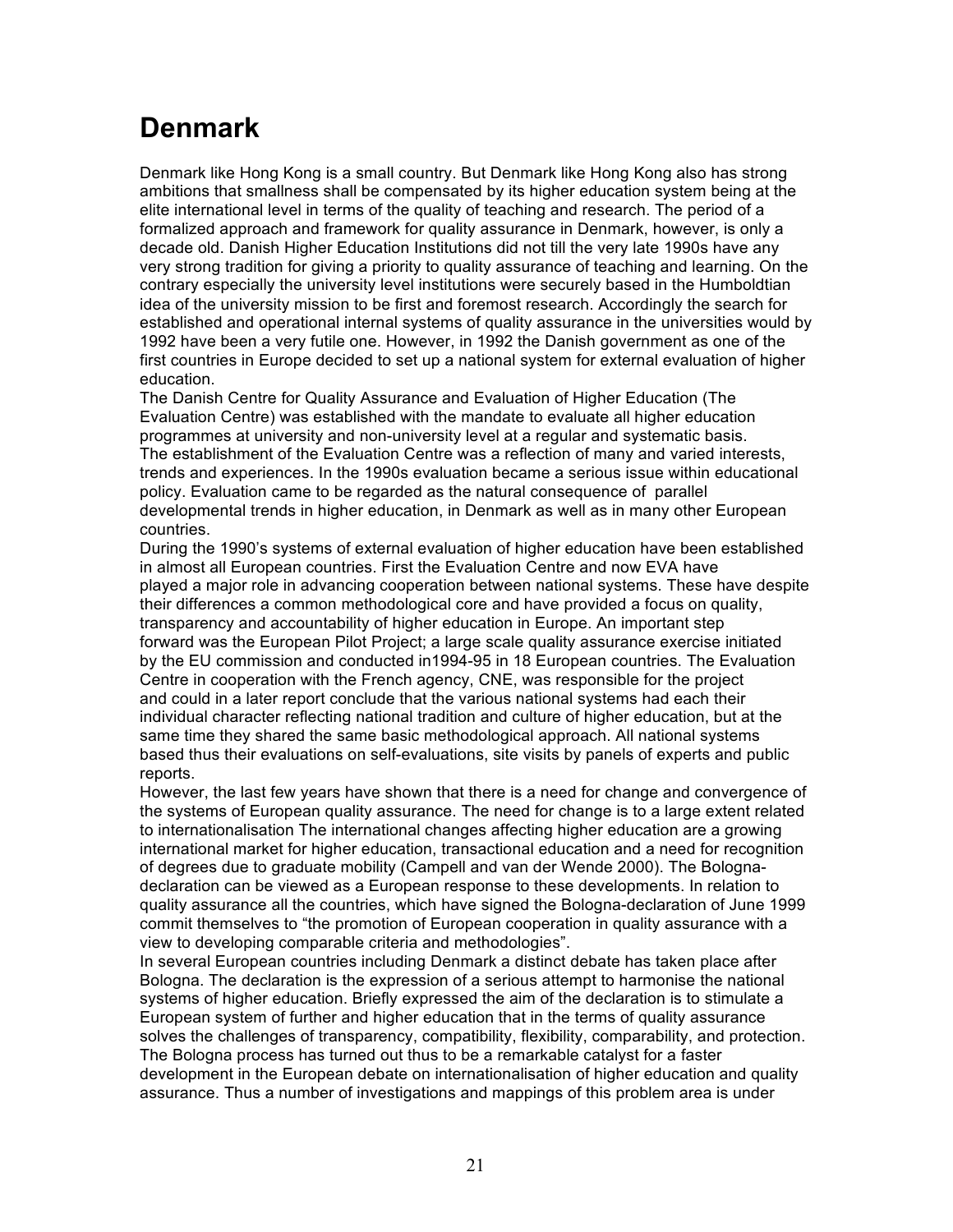# Denmark

Denmark like Hong Kong is a small country. But Denmark like Hong Kong also has strong ambitions that smallness shall be compensated by its higher education system being at the elite international level in terms of the quality of teaching and research. The period of a formalized approach and framework for quality assurance in Denmark, however, is only a decade old. Danish Higher Education Institutions did not till the very late 1990s have any very strong tradition for giving a priority to quality assurance of teaching and learning. On the contrary especially the university level institutions were securely based in the Humboldtian idea of the university mission to be first and foremost research. Accordingly the search for established and operational internal systems of quality assurance in the universities would by 1992 have been a very futile one. However, in 1992 the Danish government as one of the first countries in Europe decided to set up a national system for external evaluation of higher education.

The Danish Centre for Quality Assurance and Evaluation of Higher Education (The Evaluation Centre) was established with the mandate to evaluate all higher education programmes at university and non-university level at a regular and systematic basis.

The establishment of the Evaluation Centre was a reflection of many and varied interests, trends and experiences. In the 1990s evaluation became a serious issue within educational policy. Evaluation came to be regarded as the natural consequence of parallel developmental trends in higher education, in Denmark as well as in many other European countries.

During the 1990's systems of external evaluation of higher education have been established in almost all European countries. First the Evaluation Centre and now EVA have played a major role in advancing cooperation between national systems. These have despite their differences a common methodological core and have provided a focus on quality, transparency and accountability of higher education in Europe. An important step forward was the European Pilot Project; a large scale quality assurance exercise initiated by the EU commission and conducted in1994-95 in 18 European countries. The Evaluation Centre in cooperation with the French agency, CNE, was responsible for the project and could in a later report conclude that the various national systems had each their individual character reflecting national tradition and culture of higher education, but at the same time they shared the same basic methodological approach. All national systems based thus their evaluations on self-evaluations, site visits by panels of experts and public reports.

However, the last few years have shown that there is a need for change and convergence of the systems of European quality assurance. The need for change is to a large extent related to internationalisation The international changes affecting higher education are a growing international market for higher education, transactional education and a need for recognition of degrees due to graduate mobility (Campell and van der Wende 2000). The Bologna-declaration can be viewed as a European response to these developments. In relation to quality assurance all the countries, which have signed the Bologna-declaration of June 1999 commit themselves to "the promotion of European cooperation in quality assurance with a view to developing comparable criteria and methodologies".

In several European countries including Denmark a distinct debate has taken place after Bologna. The declaration is the expression of a serious attempt to harmonise the national systems of higher education. Briefly expressed the aim of the declaration is to stimulate a European system of further and higher education that in the terms of quality assurance solves the challenges of transparency, compatibility, flexibility, comparability, and protection. The Bologna process has turned out thus to be a remarkable catalyst for a faster development in the European debate on internationalisation of higher education and quality assurance. Thus a number of investigations and mappings of this problem area is under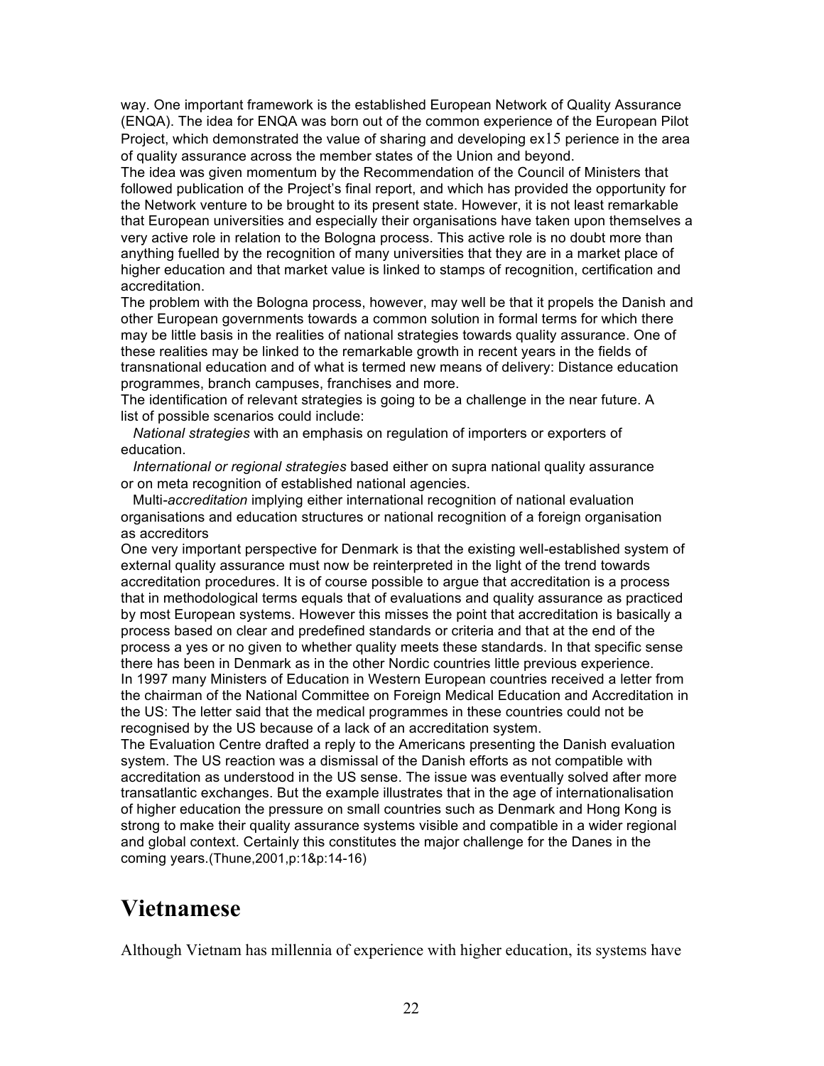way. One important framework is the established European Network of Quality Assurance (ENQA). The idea for ENQA was born out of the common experience of the European Pilot Project, which demonstrated the value of sharing and developing ex15 perience in the area of quality assurance across the member states of the Union and beyond.
The idea was given momentum by the Recommendation of the Council of Ministers that followed publication of the Project's final report, and which has provided the opportunity for the Network venture to be brought to its present state. However, it is not least remarkable that European universities and especially their organisations have taken upon themselves a very active role in relation to the Bologna process. This active role is no doubt more than anything fuelled by the recognition of many universities that they are in a market place of higher education and that market value is linked to stamps of recognition, certification and accreditation.
The problem with the Bologna process, however, may well be that it propels the Danish and other European governments towards a common solution in formal terms for which there may be little basis in the realities of national strategies towards quality assurance. One of these realities may be linked to the remarkable growth in recent years in the fields of transnational education and of what is termed new means of delivery: Distance education programmes, branch campuses, franchises and more.
The identification of relevant strategies is going to be a challenge in the near future. A list of possible scenarios could include:

*National strategies* with an emphasis on regulation of importers or exporters of education.

*International or regional strategies* based either on supra national quality assurance or on meta recognition of established national agencies.

Multi-*accreditation* implying either international recognition of national evaluation organisations and education structures or national recognition of a foreign organisation as accreditors

One very important perspective for Denmark is that the existing well-established system of external quality assurance must now be reinterpreted in the light of the trend towards accreditation procedures. It is of course possible to argue that accreditation is a process that in methodological terms equals that of evaluations and quality assurance as practiced by most European systems. However this misses the point that accreditation is basically a process based on clear and predefined standards or criteria and that at the end of the process a yes or no given to whether quality meets these standards. In that specific sense there has been in Denmark as in the other Nordic countries little previous experience.
In 1997 many Ministers of Education in Western European countries received a letter from the chairman of the National Committee on Foreign Medical Education and Accreditation in the US: The letter said that the medical programmes in these countries could not be recognised by the US because of a lack of an accreditation system.
The Evaluation Centre drafted a reply to the Americans presenting the Danish evaluation system. The US reaction was a dismissal of the Danish efforts as not compatible with accreditation as understood in the US sense. The issue was eventually solved after more transatlantic exchanges. But the example illustrates that in the age of internationalisation of higher education the pressure on small countries such as Denmark and Hong Kong is strong to make their quality assurance systems visible and compatible in a wider regional and global context. Certainly this constitutes the major challenge for the Danes in the coming years.(Thune,2001,p:1&p:14-16)

# Vietnamese

Although Vietnam has millennia of experience with higher education, its systems have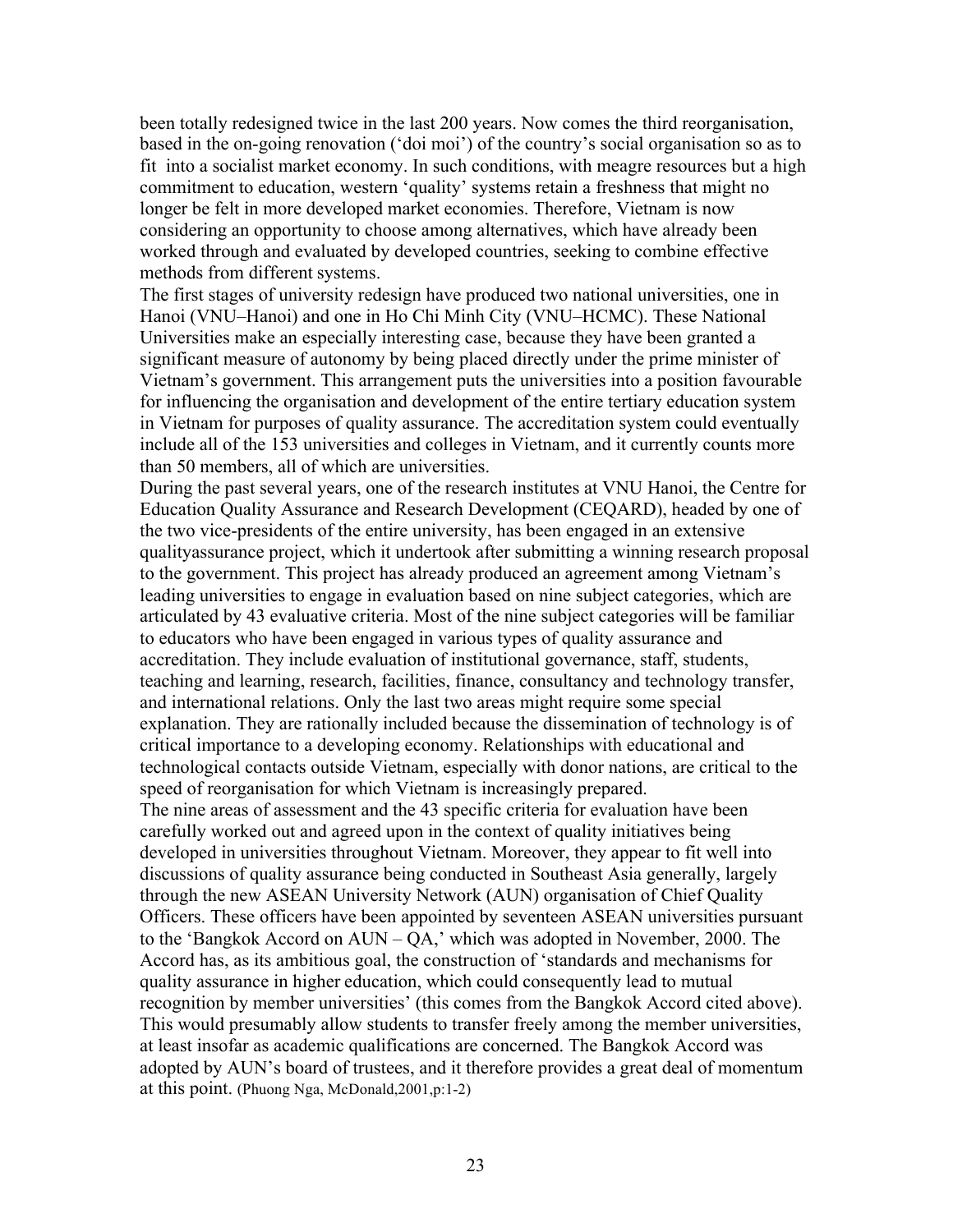been totally redesigned twice in the last 200 years. Now comes the third reorganisation, based in the on-going renovation ('doi moi') of the country's social organisation so as to fit into a socialist market economy. In such conditions, with meagre resources but a high commitment to education, western 'quality' systems retain a freshness that might no longer be felt in more developed market economies. Therefore, Vietnam is now considering an opportunity to choose among alternatives, which have already been worked through and evaluated by developed countries, seeking to combine effective methods from different systems.

The first stages of university redesign have produced two national universities, one in Hanoi (VNU–Hanoi) and one in Ho Chi Minh City (VNU–HCMC). These National Universities make an especially interesting case, because they have been granted a significant measure of autonomy by being placed directly under the prime minister of Vietnam's government. This arrangement puts the universities into a position favourable for influencing the organisation and development of the entire tertiary education system in Vietnam for purposes of quality assurance. The accreditation system could eventually include all of the 153 universities and colleges in Vietnam, and it currently counts more than 50 members, all of which are universities.

During the past several years, one of the research institutes at VNU Hanoi, the Centre for Education Quality Assurance and Research Development (CEQARD), headed by one of the two vice-presidents of the entire university, has been engaged in an extensive qualityassurance project, which it undertook after submitting a winning research proposal to the government. This project has already produced an agreement among Vietnam's leading universities to engage in evaluation based on nine subject categories, which are articulated by 43 evaluative criteria. Most of the nine subject categories will be familiar to educators who have been engaged in various types of quality assurance and accreditation. They include evaluation of institutional governance, staff, students, teaching and learning, research, facilities, finance, consultancy and technology transfer, and international relations. Only the last two areas might require some special explanation. They are rationally included because the dissemination of technology is of critical importance to a developing economy. Relationships with educational and technological contacts outside Vietnam, especially with donor nations, are critical to the speed of reorganisation for which Vietnam is increasingly prepared.

The nine areas of assessment and the 43 specific criteria for evaluation have been carefully worked out and agreed upon in the context of quality initiatives being developed in universities throughout Vietnam. Moreover, they appear to fit well into discussions of quality assurance being conducted in Southeast Asia generally, largely through the new ASEAN University Network (AUN) organisation of Chief Quality Officers. These officers have been appointed by seventeen ASEAN universities pursuant to the 'Bangkok Accord on AUN – QA,' which was adopted in November, 2000. The Accord has, as its ambitious goal, the construction of 'standards and mechanisms for quality assurance in higher education, which could consequently lead to mutual recognition by member universities' (this comes from the Bangkok Accord cited above). This would presumably allow students to transfer freely among the member universities, at least insofar as academic qualifications are concerned. The Bangkok Accord was adopted by AUN's board of trustees, and it therefore provides a great deal of momentum at this point. (Phuong Nga, McDonald,2001,p:1-2)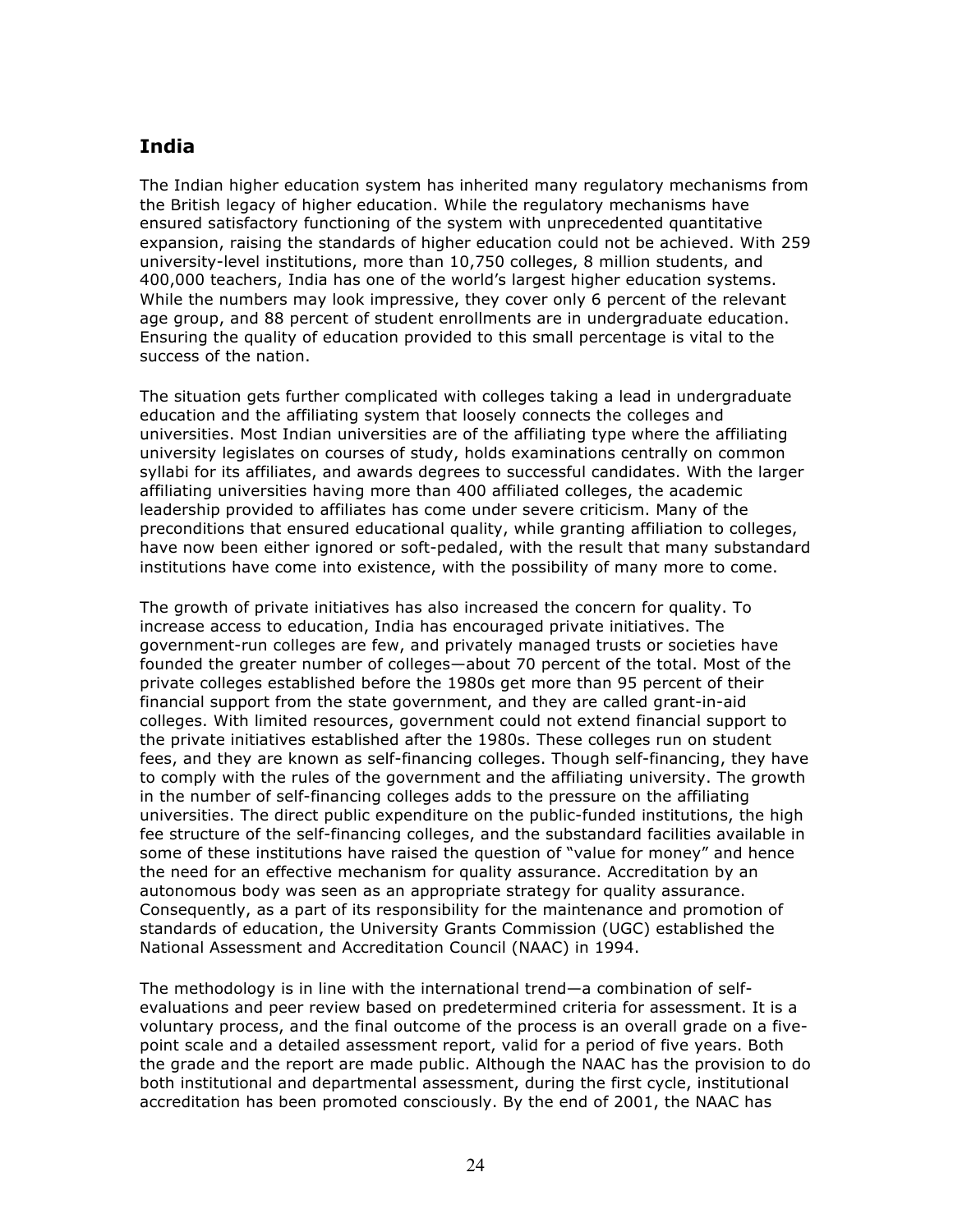## India

The Indian higher education system has inherited many regulatory mechanisms from the British legacy of higher education. While the regulatory mechanisms have ensured satisfactory functioning of the system with unprecedented quantitative expansion, raising the standards of higher education could not be achieved. With 259 university-level institutions, more than 10,750 colleges, 8 million students, and 400,000 teachers, India has one of the world's largest higher education systems. While the numbers may look impressive, they cover only 6 percent of the relevant age group, and 88 percent of student enrollments are in undergraduate education. Ensuring the quality of education provided to this small percentage is vital to the success of the nation.

The situation gets further complicated with colleges taking a lead in undergraduate education and the affiliating system that loosely connects the colleges and universities. Most Indian universities are of the affiliating type where the affiliating university legislates on courses of study, holds examinations centrally on common syllabi for its affiliates, and awards degrees to successful candidates. With the larger affiliating universities having more than 400 affiliated colleges, the academic leadership provided to affiliates has come under severe criticism. Many of the preconditions that ensured educational quality, while granting affiliation to colleges, have now been either ignored or soft-pedaled, with the result that many substandard institutions have come into existence, with the possibility of many more to come.

The growth of private initiatives has also increased the concern for quality. To increase access to education, India has encouraged private initiatives. The government-run colleges are few, and privately managed trusts or societies have founded the greater number of colleges—about 70 percent of the total. Most of the private colleges established before the 1980s get more than 95 percent of their financial support from the state government, and they are called grant-in-aid colleges. With limited resources, government could not extend financial support to the private initiatives established after the 1980s. These colleges run on student fees, and they are known as self-financing colleges. Though self-financing, they have to comply with the rules of the government and the affiliating university. The growth in the number of self-financing colleges adds to the pressure on the affiliating universities. The direct public expenditure on the public-funded institutions, the high fee structure of the self-financing colleges, and the substandard facilities available in some of these institutions have raised the question of "value for money" and hence the need for an effective mechanism for quality assurance. Accreditation by an autonomous body was seen as an appropriate strategy for quality assurance. Consequently, as a part of its responsibility for the maintenance and promotion of standards of education, the University Grants Commission (UGC) established the National Assessment and Accreditation Council (NAAC) in 1994.

The methodology is in line with the international trend—a combination of self-evaluations and peer review based on predetermined criteria for assessment. It is a voluntary process, and the final outcome of the process is an overall grade on a five-point scale and a detailed assessment report, valid for a period of five years. Both the grade and the report are made public. Although the NAAC has the provision to do both institutional and departmental assessment, during the first cycle, institutional accreditation has been promoted consciously. By the end of 2001, the NAAC has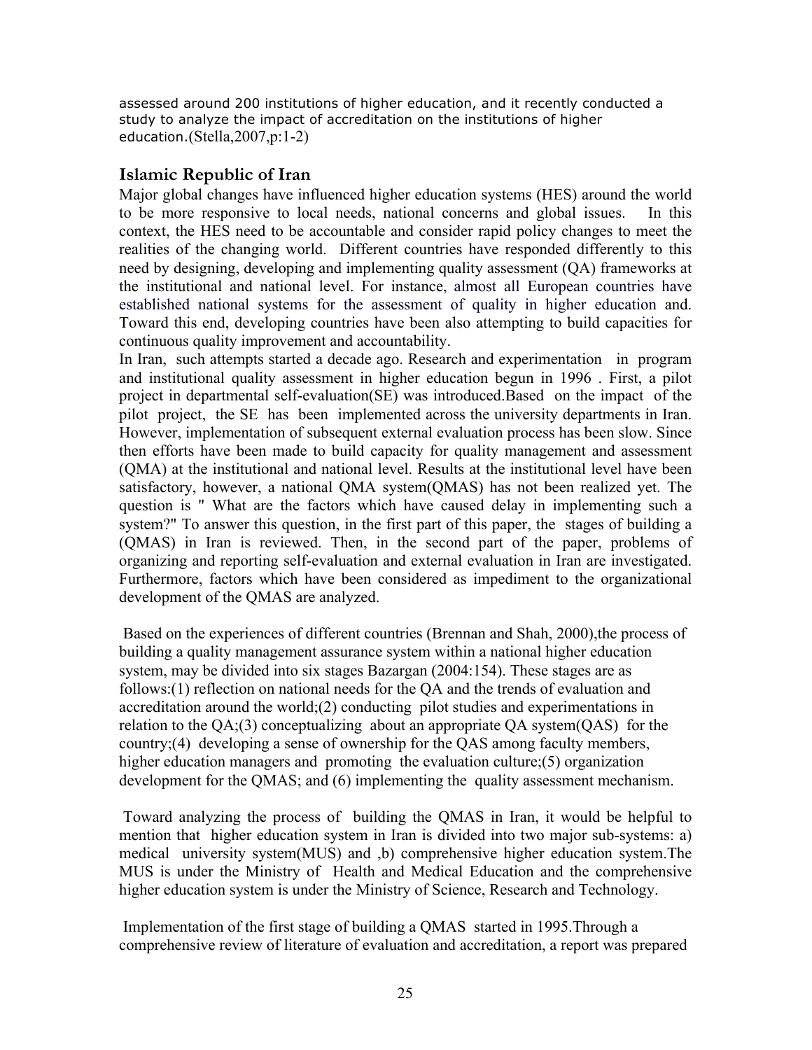assessed around 200 institutions of higher education, and it recently conducted a study to analyze the impact of accreditation on the institutions of higher education.(Stella,2007,p:1-2)

## Islamic Republic of Iran

Major global changes have influenced higher education systems (HES) around the world to be more responsive to local needs, national concerns and global issues. In this context, the HES need to be accountable and consider rapid policy changes to meet the realities of the changing world. Different countries have responded differently to this need by designing, developing and implementing quality assessment (QA) frameworks at the institutional and national level. For instance, almost all European countries have established national systems for the assessment of quality in higher education and. Toward this end, developing countries have been also attempting to build capacities for continuous quality improvement and accountability.

In Iran, such attempts started a decade ago. Research and experimentation in program and institutional quality assessment in higher education begun in 1996 . First, a pilot project in departmental self-evaluation(SE) was introduced.Based on the impact of the pilot project, the SE has been implemented across the university departments in Iran. However, implementation of subsequent external evaluation process has been slow. Since then efforts have been made to build capacity for quality management and assessment (QMA) at the institutional and national level. Results at the institutional level have been satisfactory, however, a national QMA system(QMAS) has not been realized yet. The question is " What are the factors which have caused delay in implementing such a system?" To answer this question, in the first part of this paper, the stages of building a (QMAS) in Iran is reviewed. Then, in the second part of the paper, problems of organizing and reporting self-evaluation and external evaluation in Iran are investigated. Furthermore, factors which have been considered as impediment to the organizational development of the QMAS are analyzed.

Based on the experiences of different countries (Brennan and Shah, 2000),the process of building a quality management assurance system within a national higher education system, may be divided into six stages Bazargan (2004:154). These stages are as follows:(1) reflection on national needs for the QA and the trends of evaluation and accreditation around the world;(2) conducting pilot studies and experimentations in relation to the QA;(3) conceptualizing about an appropriate QA system(QAS) for the country;(4) developing a sense of ownership for the QAS among faculty members, higher education managers and promoting the evaluation culture;(5) organization development for the QMAS; and (6) implementing the quality assessment mechanism.

Toward analyzing the process of building the QMAS in Iran, it would be helpful to mention that higher education system in Iran is divided into two major sub-systems: a) medical university system(MUS) and ,b) comprehensive higher education system.The MUS is under the Ministry of Health and Medical Education and the comprehensive higher education system is under the Ministry of Science, Research and Technology.

Implementation of the first stage of building a QMAS started in 1995.Through a comprehensive review of literature of evaluation and accreditation, a report was prepared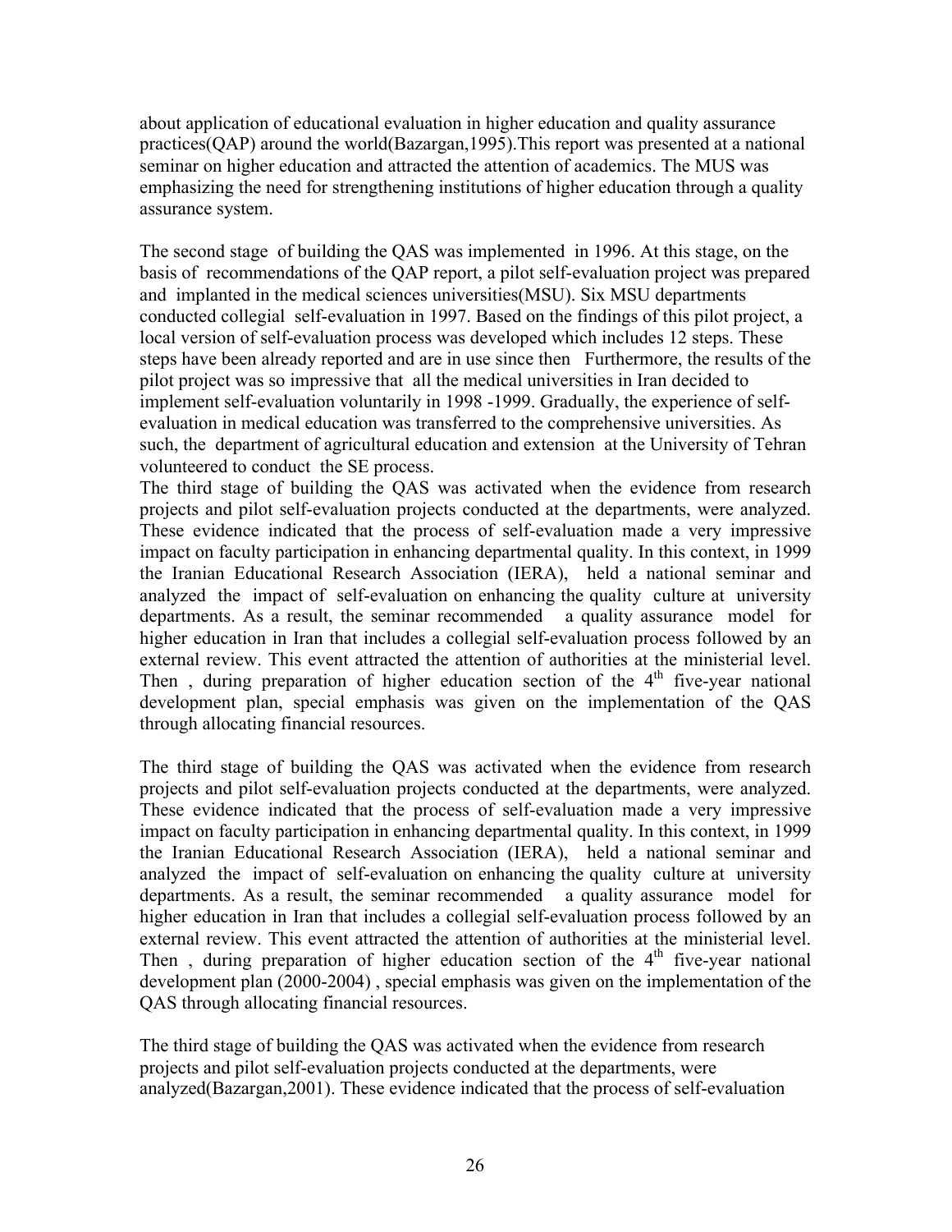about application of educational evaluation in higher education and quality assurance practices(QAP) around the world(Bazargan,1995).This report was presented at a national seminar on higher education and attracted the attention of academics. The MUS was emphasizing the need for strengthening institutions of higher education through a quality assurance system.

The second stage of building the QAS was implemented in 1996. At this stage, on the basis of recommendations of the QAP report, a pilot self-evaluation project was prepared and implanted in the medical sciences universities(MSU). Six MSU departments conducted collegial self-evaluation in 1997. Based on the findings of this pilot project, a local version of self-evaluation process was developed which includes 12 steps. These steps have been already reported and are in use since then Furthermore, the results of the pilot project was so impressive that all the medical universities in Iran decided to implement self-evaluation voluntarily in 1998 -1999. Gradually, the experience of self-evaluation in medical education was transferred to the comprehensive universities. As such, the department of agricultural education and extension at the University of Tehran volunteered to conduct the SE process.

The third stage of building the QAS was activated when the evidence from research projects and pilot self-evaluation projects conducted at the departments, were analyzed. These evidence indicated that the process of self-evaluation made a very impressive impact on faculty participation in enhancing departmental quality. In this context, in 1999 the Iranian Educational Research Association (IERA), held a national seminar and analyzed the impact of self-evaluation on enhancing the quality culture at university departments. As a result, the seminar recommended a quality assurance model for higher education in Iran that includes a collegial self-evaluation process followed by an external review. This event attracted the attention of authorities at the ministerial level. Then , during preparation of higher education section of the 4th five-year national development plan, special emphasis was given on the implementation of the QAS through allocating financial resources.

The third stage of building the QAS was activated when the evidence from research projects and pilot self-evaluation projects conducted at the departments, were analyzed. These evidence indicated that the process of self-evaluation made a very impressive impact on faculty participation in enhancing departmental quality. In this context, in 1999 the Iranian Educational Research Association (IERA), held a national seminar and analyzed the impact of self-evaluation on enhancing the quality culture at university departments. As a result, the seminar recommended a quality assurance model for higher education in Iran that includes a collegial self-evaluation process followed by an external review. This event attracted the attention of authorities at the ministerial level. Then , during preparation of higher education section of the 4th five-year national development plan (2000-2004) , special emphasis was given on the implementation of the QAS through allocating financial resources.

The third stage of building the QAS was activated when the evidence from research projects and pilot self-evaluation projects conducted at the departments, were analyzed(Bazargan,2001). These evidence indicated that the process of self-evaluation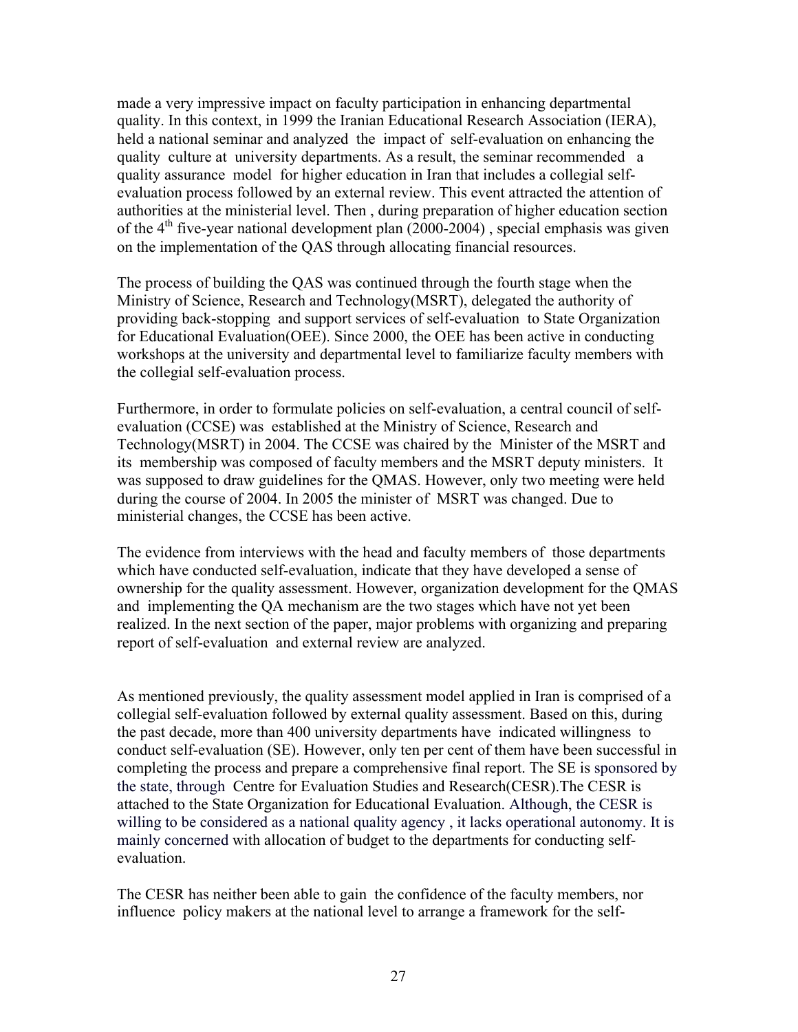made a very impressive impact on faculty participation in enhancing departmental quality. In this context, in 1999 the Iranian Educational Research Association (IERA), held a national seminar and analyzed the impact of self-evaluation on enhancing the quality culture at university departments. As a result, the seminar recommended a quality assurance model for higher education in Iran that includes a collegial self-evaluation process followed by an external review. This event attracted the attention of authorities at the ministerial level. Then , during preparation of higher education section of the 4th five-year national development plan (2000-2004) , special emphasis was given on the implementation of the QAS through allocating financial resources.

The process of building the QAS was continued through the fourth stage when the Ministry of Science, Research and Technology(MSRT), delegated the authority of providing back-stopping and support services of self-evaluation to State Organization for Educational Evaluation(OEE). Since 2000, the OEE has been active in conducting workshops at the university and departmental level to familiarize faculty members with the collegial self-evaluation process.

Furthermore, in order to formulate policies on self-evaluation, a central council of self-evaluation (CCSE) was established at the Ministry of Science, Research and Technology(MSRT) in 2004. The CCSE was chaired by the Minister of the MSRT and its membership was composed of faculty members and the MSRT deputy ministers. It was supposed to draw guidelines for the QMAS. However, only two meeting were held during the course of 2004. In 2005 the minister of MSRT was changed. Due to ministerial changes, the CCSE has been active.

The evidence from interviews with the head and faculty members of those departments which have conducted self-evaluation, indicate that they have developed a sense of ownership for the quality assessment. However, organization development for the QMAS and implementing the QA mechanism are the two stages which have not yet been realized. In the next section of the paper, major problems with organizing and preparing report of self-evaluation and external review are analyzed.

As mentioned previously, the quality assessment model applied in Iran is comprised of a collegial self-evaluation followed by external quality assessment. Based on this, during the past decade, more than 400 university departments have indicated willingness to conduct self-evaluation (SE). However, only ten per cent of them have been successful in completing the process and prepare a comprehensive final report. The SE is sponsored by the state, through Centre for Evaluation Studies and Research(CESR).The CESR is attached to the State Organization for Educational Evaluation. Although, the CESR is willing to be considered as a national quality agency , it lacks operational autonomy. It is mainly concerned with allocation of budget to the departments for conducting self-evaluation.

The CESR has neither been able to gain the confidence of the faculty members, nor influence policy makers at the national level to arrange a framework for the self-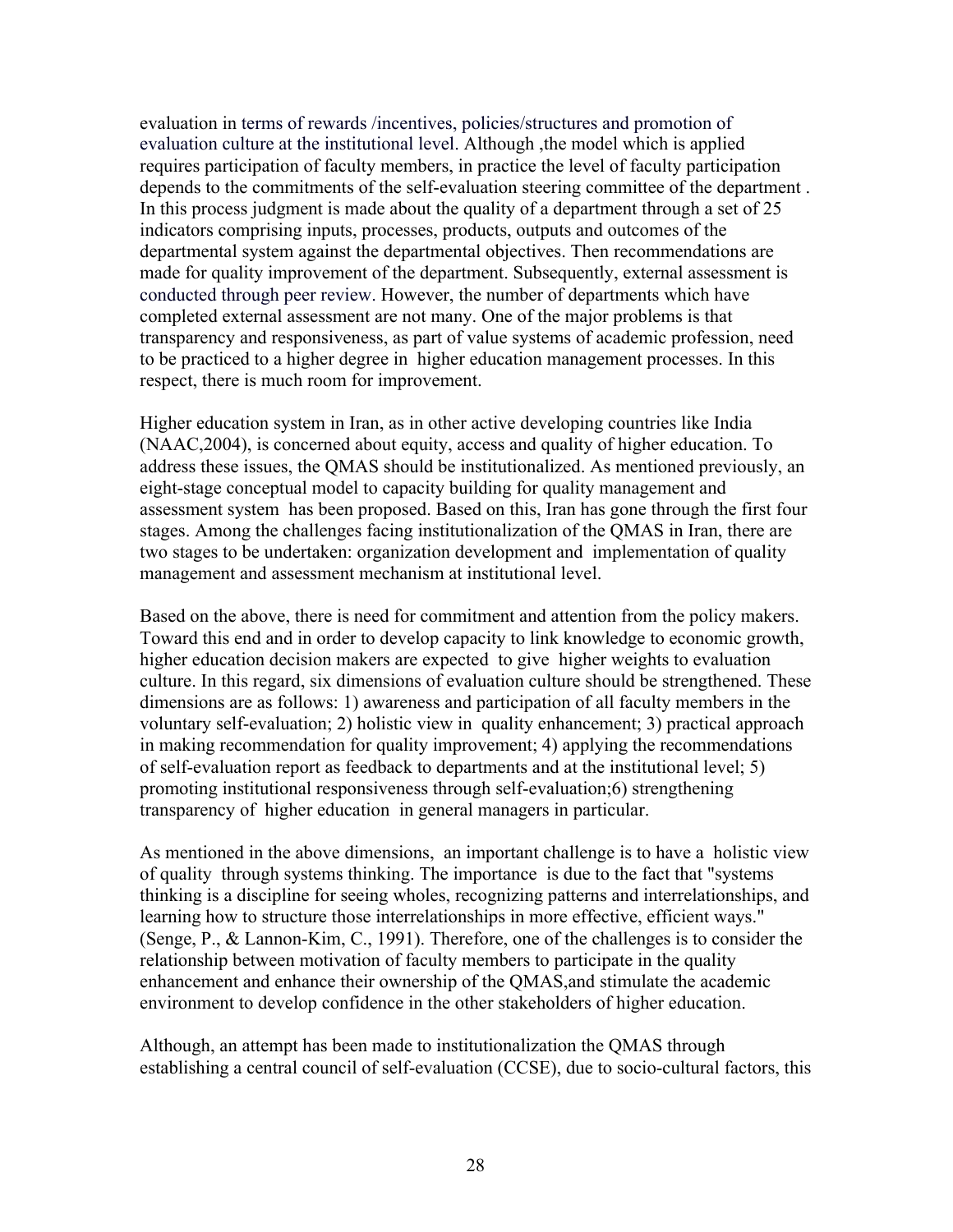evaluation in terms of rewards /incentives, policies/structures and promotion of evaluation culture at the institutional level. Although ,the model which is applied requires participation of faculty members, in practice the level of faculty participation depends to the commitments of the self-evaluation steering committee of the department . In this process judgment is made about the quality of a department through a set of 25 indicators comprising inputs, processes, products, outputs and outcomes of the departmental system against the departmental objectives. Then recommendations are made for quality improvement of the department. Subsequently, external assessment is conducted through peer review. However, the number of departments which have completed external assessment are not many. One of the major problems is that transparency and responsiveness, as part of value systems of academic profession, need to be practiced to a higher degree in higher education management processes. In this respect, there is much room for improvement.

Higher education system in Iran, as in other active developing countries like India (NAAC,2004), is concerned about equity, access and quality of higher education. To address these issues, the QMAS should be institutionalized. As mentioned previously, an eight-stage conceptual model to capacity building for quality management and assessment system has been proposed. Based on this, Iran has gone through the first four stages. Among the challenges facing institutionalization of the QMAS in Iran, there are two stages to be undertaken: organization development and implementation of quality management and assessment mechanism at institutional level.

Based on the above, there is need for commitment and attention from the policy makers. Toward this end and in order to develop capacity to link knowledge to economic growth, higher education decision makers are expected to give higher weights to evaluation culture. In this regard, six dimensions of evaluation culture should be strengthened. These dimensions are as follows: 1) awareness and participation of all faculty members in the voluntary self-evaluation; 2) holistic view in quality enhancement; 3) practical approach in making recommendation for quality improvement; 4) applying the recommendations of self-evaluation report as feedback to departments and at the institutional level; 5) promoting institutional responsiveness through self-evaluation;6) strengthening transparency of higher education in general managers in particular.

As mentioned in the above dimensions, an important challenge is to have a holistic view of quality through systems thinking. The importance is due to the fact that "systems thinking is a discipline for seeing wholes, recognizing patterns and interrelationships, and learning how to structure those interrelationships in more effective, efficient ways." (Senge, P., & Lannon-Kim, C., 1991). Therefore, one of the challenges is to consider the relationship between motivation of faculty members to participate in the quality enhancement and enhance their ownership of the QMAS,and stimulate the academic environment to develop confidence in the other stakeholders of higher education.

Although, an attempt has been made to institutionalization the QMAS through establishing a central council of self-evaluation (CCSE), due to socio-cultural factors, this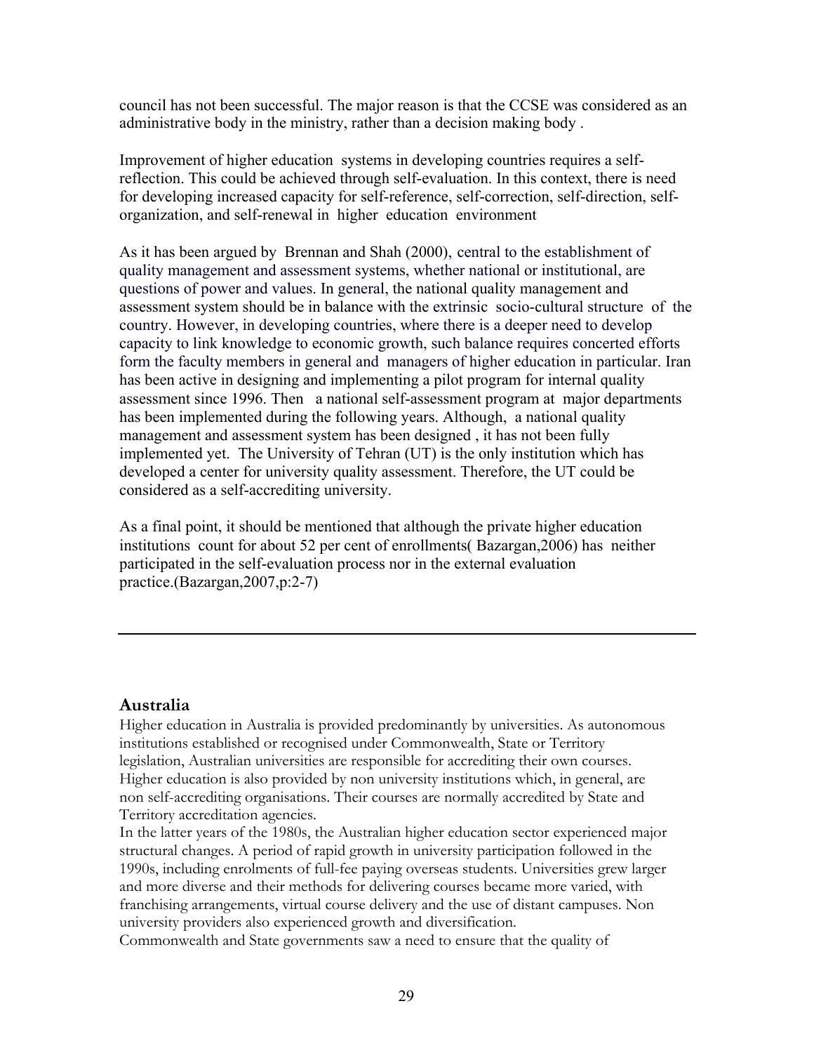council has not been successful. The major reason is that the CCSE was considered as an administrative body in the ministry, rather than a decision making body .

Improvement of higher education systems in developing countries requires a self-reflection. This could be achieved through self-evaluation. In this context, there is need for developing increased capacity for self-reference, self-correction, self-direction, self-organization, and self-renewal in higher education environment

As it has been argued by Brennan and Shah (2000), central to the establishment of quality management and assessment systems, whether national or institutional, are questions of power and values. In general, the national quality management and assessment system should be in balance with the extrinsic socio-cultural structure of the country. However, in developing countries, where there is a deeper need to develop capacity to link knowledge to economic growth, such balance requires concerted efforts form the faculty members in general and managers of higher education in particular. Iran has been active in designing and implementing a pilot program for internal quality assessment since 1996. Then a national self-assessment program at major departments has been implemented during the following years. Although, a national quality management and assessment system has been designed , it has not been fully implemented yet. The University of Tehran (UT) is the only institution which has developed a center for university quality assessment. Therefore, the UT could be considered as a self-accrediting university.

As a final point, it should be mentioned that although the private higher education institutions count for about 52 per cent of enrollments( Bazargan,2006) has neither participated in the self-evaluation process nor in the external evaluation practice.(Bazargan,2007,p:2-7)

---

## Australia

Higher education in Australia is provided predominantly by universities. As autonomous institutions established or recognised under Commonwealth, State or Territory legislation, Australian universities are responsible for accrediting their own courses. Higher education is also provided by non university institutions which, in general, are non self-accrediting organisations. Their courses are normally accredited by State and Territory accreditation agencies.

In the latter years of the 1980s, the Australian higher education sector experienced major structural changes. A period of rapid growth in university participation followed in the 1990s, including enrolments of full-fee paying overseas students. Universities grew larger and more diverse and their methods for delivering courses became more varied, with franchising arrangements, virtual course delivery and the use of distant campuses. Non university providers also experienced growth and diversification.

Commonwealth and State governments saw a need to ensure that the quality of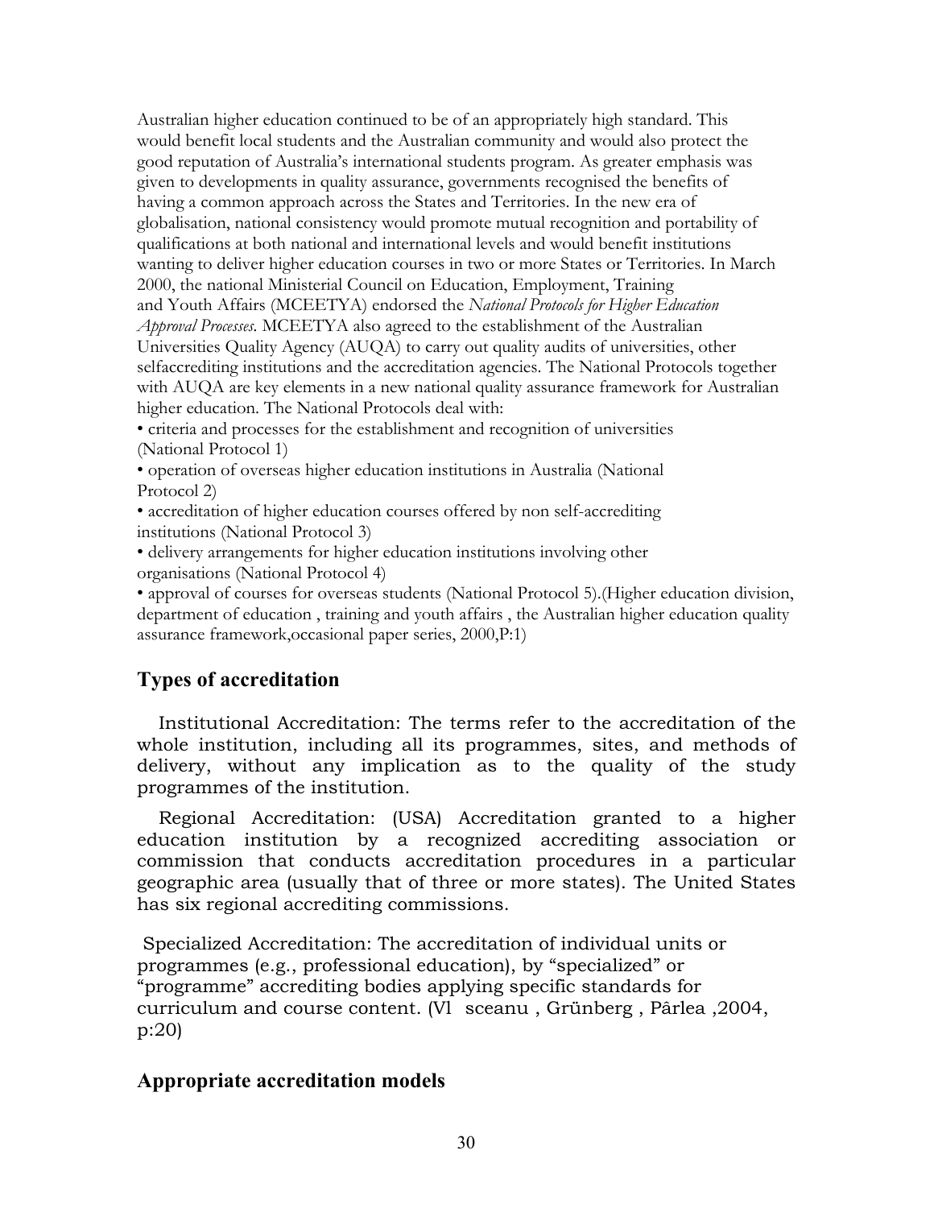Australian higher education continued to be of an appropriately high standard. This would benefit local students and the Australian community and would also protect the good reputation of Australia's international students program. As greater emphasis was given to developments in quality assurance, governments recognised the benefits of having a common approach across the States and Territories. In the new era of globalisation, national consistency would promote mutual recognition and portability of qualifications at both national and international levels and would benefit institutions wanting to deliver higher education courses in two or more States or Territories. In March 2000, the national Ministerial Council on Education, Employment, Training and Youth Affairs (MCEETYA) endorsed the *National Protocols for Higher Education Approval Processes*. MCEETYA also agreed to the establishment of the Australian Universities Quality Agency (AUQA) to carry out quality audits of universities, other selfaccrediting institutions and the accreditation agencies. The National Protocols together with AUQA are key elements in a new national quality assurance framework for Australian higher education. The National Protocols deal with:

- criteria and processes for the establishment and recognition of universities (National Protocol 1)
- operation of overseas higher education institutions in Australia (National Protocol 2)
- accreditation of higher education courses offered by non self-accrediting institutions (National Protocol 3)
- delivery arrangements for higher education institutions involving other organisations (National Protocol 4)
- approval of courses for overseas students (National Protocol 5).(Higher education division, department of education , training and youth affairs , the Australian higher education quality assurance framework,occasional paper series, 2000,P:1)

## Types of accreditation

Institutional Accreditation: The terms refer to the accreditation of the whole institution, including all its programmes, sites, and methods of delivery, without any implication as to the quality of the study programmes of the institution.

Regional Accreditation: (USA) Accreditation granted to a higher education institution by a recognized accrediting association or commission that conducts accreditation procedures in a particular geographic area (usually that of three or more states). The United States has six regional accrediting commissions.

Specialized Accreditation: The accreditation of individual units or programmes (e.g., professional education), by "specialized" or "programme" accrediting bodies applying specific standards for curriculum and course content. (Vl sceanu , Grünberg , Pârlea ,2004, p:20)

## Appropriate accreditation models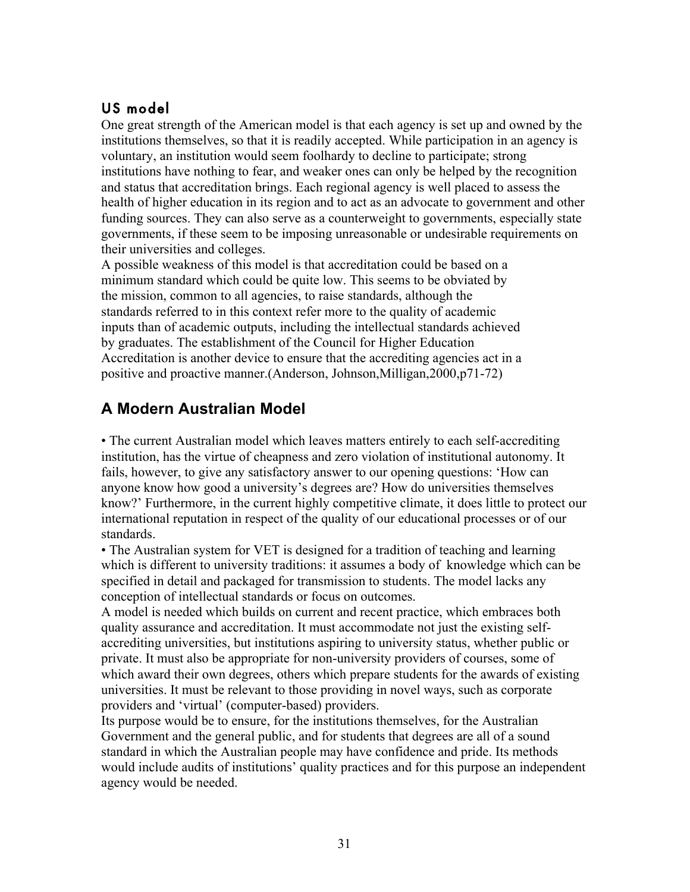## US model

One great strength of the American model is that each agency is set up and owned by the institutions themselves, so that it is readily accepted. While participation in an agency is voluntary, an institution would seem foolhardy to decline to participate; strong institutions have nothing to fear, and weaker ones can only be helped by the recognition and status that accreditation brings. Each regional agency is well placed to assess the health of higher education in its region and to act as an advocate to government and other funding sources. They can also serve as a counterweight to governments, especially state governments, if these seem to be imposing unreasonable or undesirable requirements on their universities and colleges.

A possible weakness of this model is that accreditation could be based on a minimum standard which could be quite low. This seems to be obviated by the mission, common to all agencies, to raise standards, although the standards referred to in this context refer more to the quality of academic inputs than of academic outputs, including the intellectual standards achieved by graduates. The establishment of the Council for Higher Education Accreditation is another device to ensure that the accrediting agencies act in a positive and proactive manner.(Anderson, Johnson,Milligan,2000,p71-72)

## A Modern Australian Model

• The current Australian model which leaves matters entirely to each self-accrediting institution, has the virtue of cheapness and zero violation of institutional autonomy. It fails, however, to give any satisfactory answer to our opening questions: 'How can anyone know how good a university's degrees are? How do universities themselves know?' Furthermore, in the current highly competitive climate, it does little to protect our international reputation in respect of the quality of our educational processes or of our standards.

• The Australian system for VET is designed for a tradition of teaching and learning which is different to university traditions: it assumes a body of knowledge which can be specified in detail and packaged for transmission to students. The model lacks any conception of intellectual standards or focus on outcomes.

A model is needed which builds on current and recent practice, which embraces both quality assurance and accreditation. It must accommodate not just the existing self-accrediting universities, but institutions aspiring to university status, whether public or private. It must also be appropriate for non-university providers of courses, some of which award their own degrees, others which prepare students for the awards of existing universities. It must be relevant to those providing in novel ways, such as corporate providers and 'virtual' (computer-based) providers.

Its purpose would be to ensure, for the institutions themselves, for the Australian Government and the general public, and for students that degrees are all of a sound standard in which the Australian people may have confidence and pride. Its methods would include audits of institutions' quality practices and for this purpose an independent agency would be needed.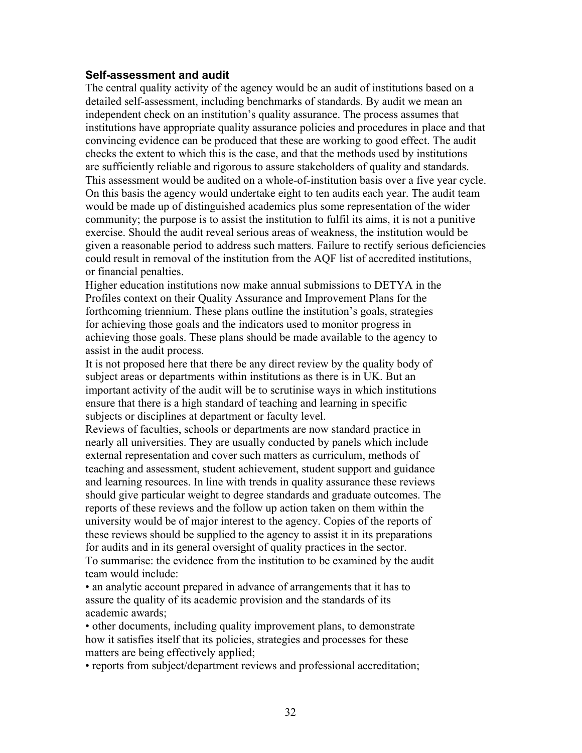### Self-assessment and audit

The central quality activity of the agency would be an audit of institutions based on a detailed self-assessment, including benchmarks of standards. By audit we mean an independent check on an institution's quality assurance. The process assumes that institutions have appropriate quality assurance policies and procedures in place and that convincing evidence can be produced that these are working to good effect. The audit checks the extent to which this is the case, and that the methods used by institutions are sufficiently reliable and rigorous to assure stakeholders of quality and standards. This assessment would be audited on a whole-of-institution basis over a five year cycle. On this basis the agency would undertake eight to ten audits each year. The audit team would be made up of distinguished academics plus some representation of the wider community; the purpose is to assist the institution to fulfil its aims, it is not a punitive exercise. Should the audit reveal serious areas of weakness, the institution would be given a reasonable period to address such matters. Failure to rectify serious deficiencies could result in removal of the institution from the AQF list of accredited institutions, or financial penalties.

Higher education institutions now make annual submissions to DETYA in the Profiles context on their Quality Assurance and Improvement Plans for the forthcoming triennium. These plans outline the institution's goals, strategies for achieving those goals and the indicators used to monitor progress in achieving those goals. These plans should be made available to the agency to assist in the audit process.

It is not proposed here that there be any direct review by the quality body of subject areas or departments within institutions as there is in UK. But an important activity of the audit will be to scrutinise ways in which institutions ensure that there is a high standard of teaching and learning in specific subjects or disciplines at department or faculty level.

Reviews of faculties, schools or departments are now standard practice in nearly all universities. They are usually conducted by panels which include external representation and cover such matters as curriculum, methods of teaching and assessment, student achievement, student support and guidance and learning resources. In line with trends in quality assurance these reviews should give particular weight to degree standards and graduate outcomes. The reports of these reviews and the follow up action taken on them within the university would be of major interest to the agency. Copies of the reports of these reviews should be supplied to the agency to assist it in its preparations for audits and in its general oversight of quality practices in the sector.

To summarise: the evidence from the institution to be examined by the audit team would include:

- an analytic account prepared in advance of arrangements that it has to assure the quality of its academic provision and the standards of its academic awards;
- other documents, including quality improvement plans, to demonstrate how it satisfies itself that its policies, strategies and processes for these matters are being effectively applied;
- reports from subject/department reviews and professional accreditation;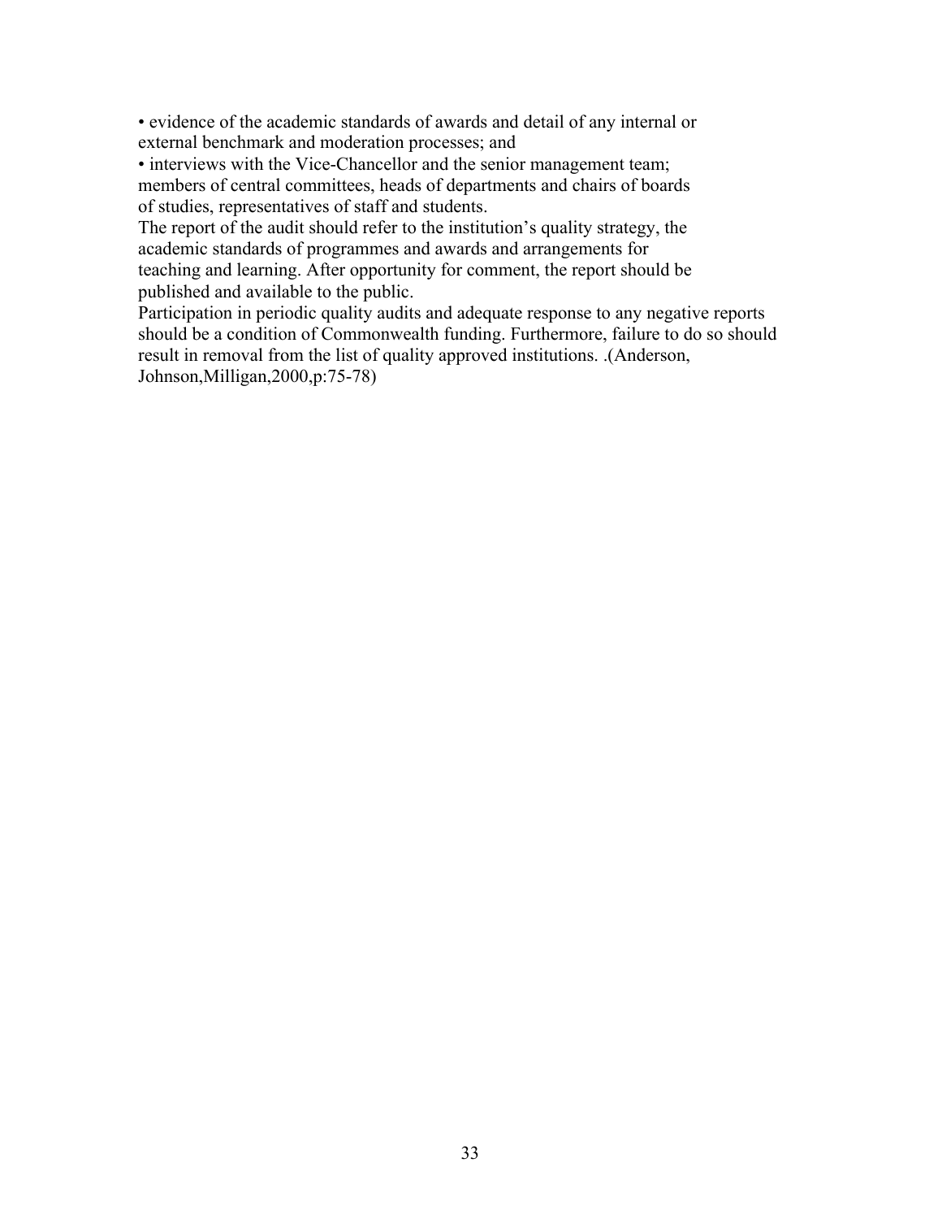- evidence of the academic standards of awards and detail of any internal or external benchmark and moderation processes; and
- interviews with the Vice-Chancellor and the senior management team; members of central committees, heads of departments and chairs of boards of studies, representatives of staff and students.

The report of the audit should refer to the institution's quality strategy, the academic standards of programmes and awards and arrangements for teaching and learning. After opportunity for comment, the report should be published and available to the public.

Participation in periodic quality audits and adequate response to any negative reports should be a condition of Commonwealth funding. Furthermore, failure to do so should result in removal from the list of quality approved institutions. .(Anderson, Johnson,Milligan,2000,p:75-78)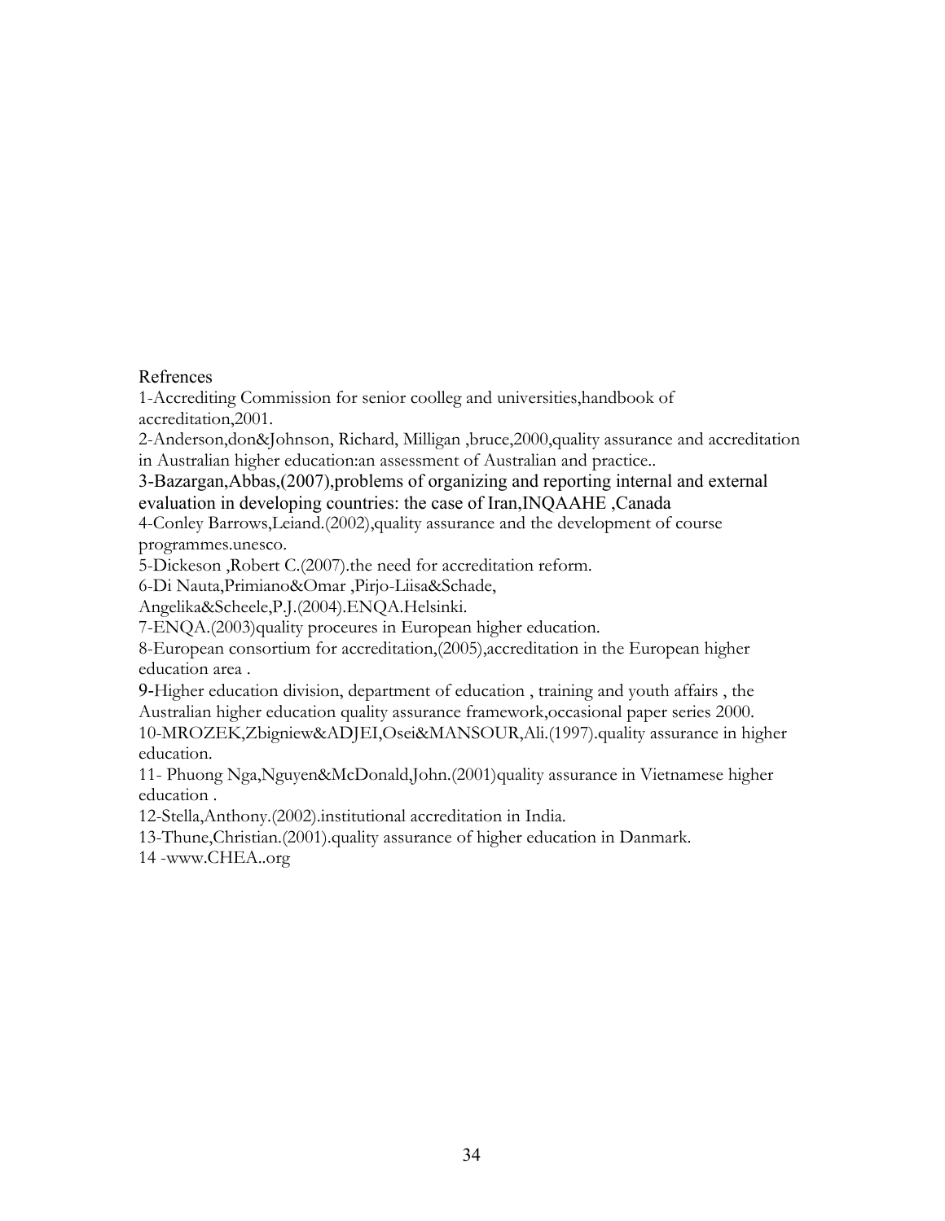Refrences

1-Accrediting Commission for senior coolleg and universities,handbook of accreditation,2001.

2-Anderson,don&Johnson, Richard, Milligan ,bruce,2000,quality assurance and accreditation in Australian higher education:an assessment of Australian and practice..

3-Bazargan,Abbas,(2007),problems of organizing and reporting internal and external evaluation in developing countries: the case of Iran,INQAAHE ,Canada

4-Conley Barrows,Leiand.(2002),quality assurance and the development of course programmes.unesco.

5-Dickeson ,Robert C.(2007).the need for accreditation reform.

6-Di Nauta,Primiano&Omar ,Pirjo-Liisa&Schade, Angelika&Scheele,P.J.(2004).ENQA.Helsinki.

7-ENQA.(2003)quality proceures in European higher education.

8-European consortium for accreditation,(2005),accreditation in the European higher education area .

9-Higher education division, department of education , training and youth affairs , the Australian higher education quality assurance framework,occasional paper series 2000.

10-MROZEK,Zbigniew&ADJEI,Osei&MANSOUR,Ali.(1997).quality assurance in higher education.

11- Phuong Nga,Nguyen&McDonald,John.(2001)quality assurance in Vietnamese higher education .

12-Stella,Anthony.(2002).institutional accreditation in India.

13-Thune,Christian.(2001).quality assurance of higher education in Danmark.

14 -www.CHEA..org